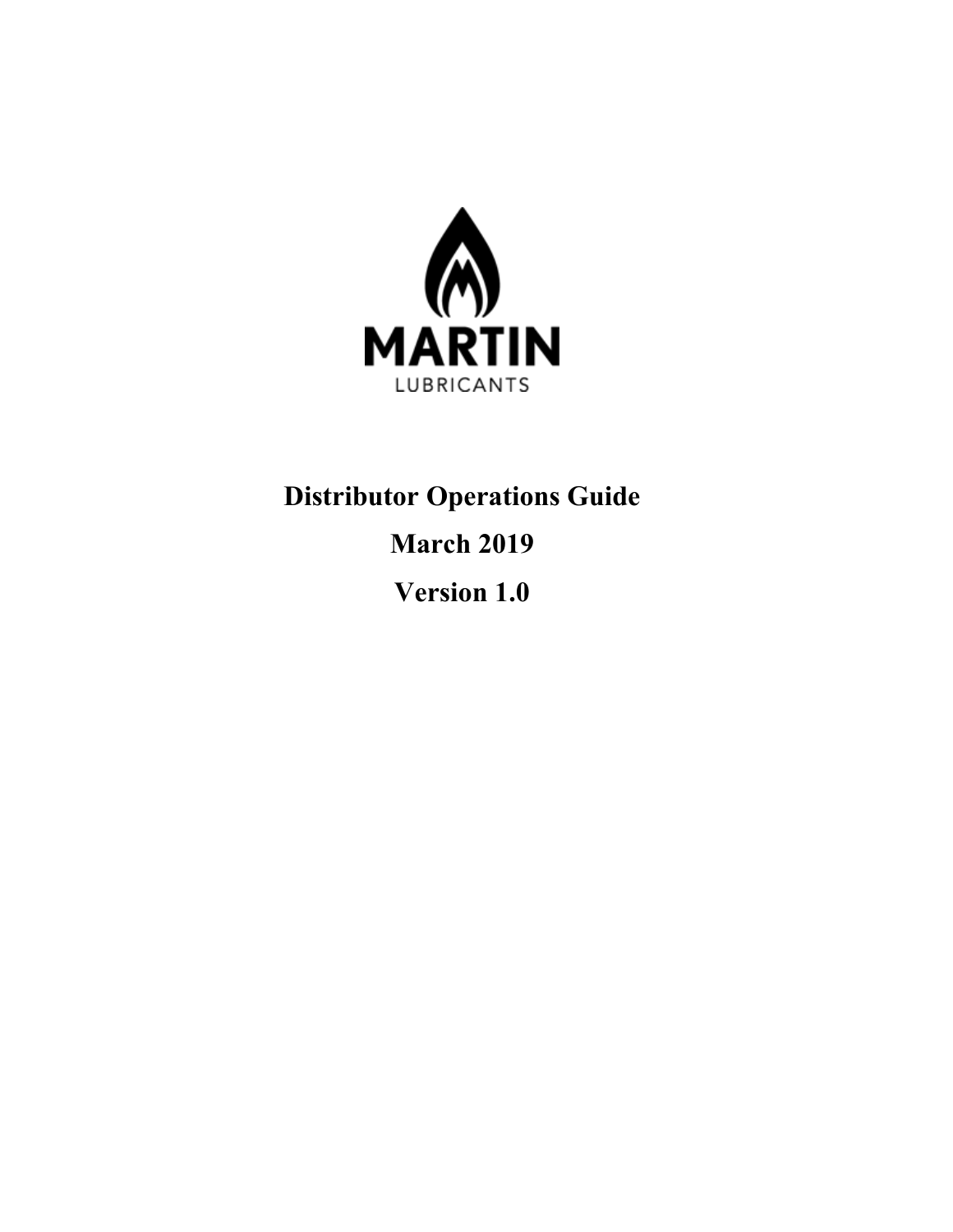MARTIN

LUBRICANTS

# Distributor Operations Guide

**March 2019**

**Version 1.0**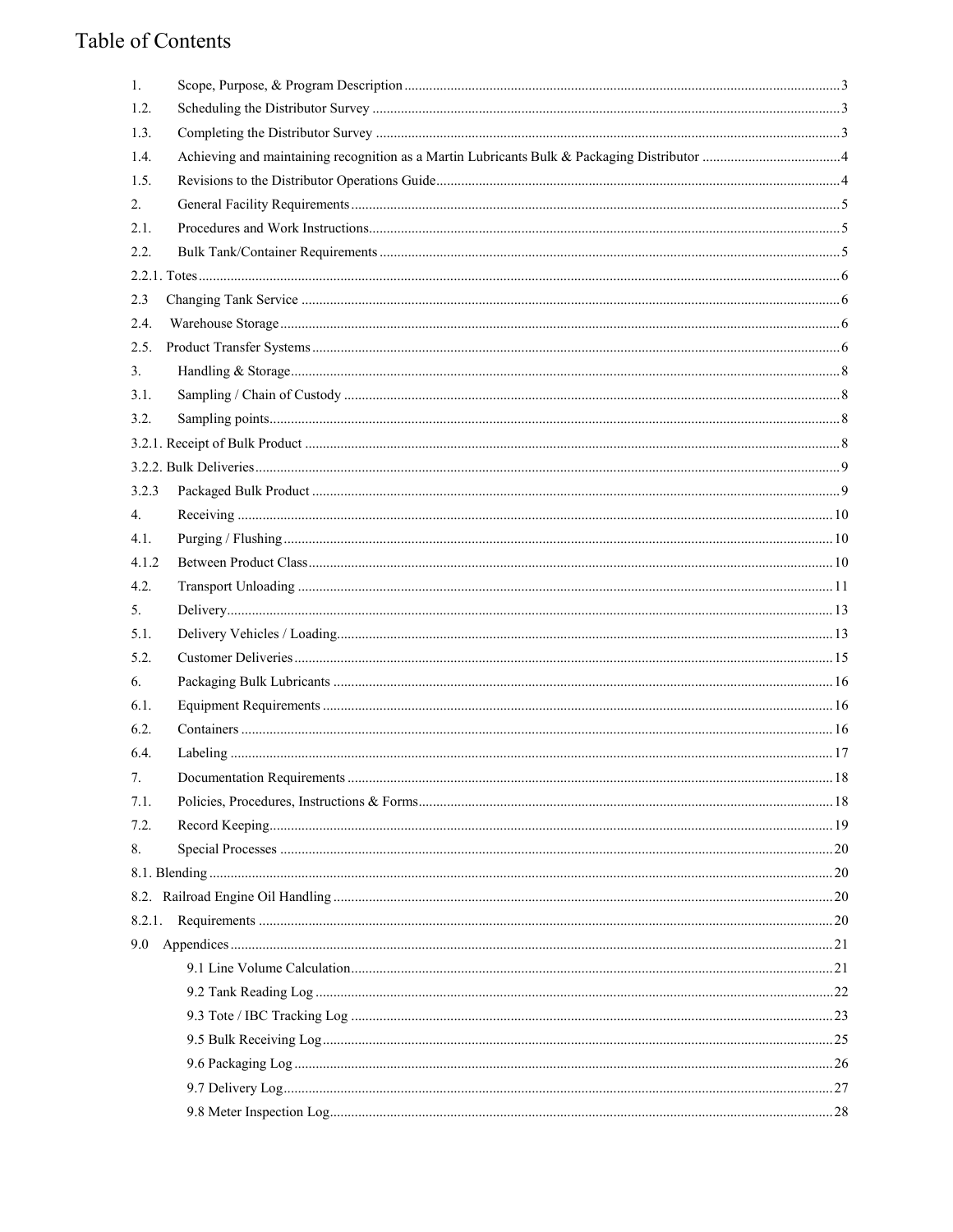# Table of Contents

| | | |
|---|---|---|
| 1. | Scope, Purpose, & Program Description | 3 |
| 1.2. | Scheduling the Distributor Survey | 3 |
| 1.3. | Completing the Distributor Survey | 3 |
| 1.4. | Achieving and maintaining recognition as a Martin Lubricants Bulk & Packaging Distributor | 4 |
| 1.5. | Revisions to the Distributor Operations Guide | 4 |
| 2. | General Facility Requirements | 5 |
| 2.1. | Procedures and Work Instructions | 5 |
| 2.2. | Bulk Tank/Container Requirements | 5 |
| 2.2.1. | Totes | 6 |
| 2.3 | Changing Tank Service | 6 |
| 2.4. | Warehouse Storage | 6 |
| 2.5. | Product Transfer Systems | 6 |
| 3. | Handling & Storage | 8 |
| 3.1. | Sampling / Chain of Custody | 8 |
| 3.2. | Sampling points | 8 |
| 3.2.1. | Receipt of Bulk Product | 8 |
| 3.2.2. | Bulk Deliveries | 9 |
| 3.2.3 | Packaged Bulk Product | 9 |
| 4. | Receiving | 10 |
| 4.1. | Purging / Flushing | 10 |
| 4.1.2 | Between Product Class | 10 |
| 4.2. | Transport Unloading | 11 |
| 5. | Delivery | 13 |
| 5.1. | Delivery Vehicles / Loading | 13 |
| 5.2. | Customer Deliveries | 15 |
| 6. | Packaging Bulk Lubricants | 16 |
| 6.1. | Equipment Requirements | 16 |
| 6.2. | Containers | 16 |
| 6.4. | Labeling | 17 |
| 7. | Documentation Requirements | 18 |
| 7.1. | Policies, Procedures, Instructions & Forms | 18 |
| 7.2. | Record Keeping | 19 |
| 8. | Special Processes | 20 |
| 8.1. | Blending | 20 |
| 8.2. | Railroad Engine Oil Handling | 20 |
| 8.2.1. | Requirements | 20 |
| 9.0 | Appendices | 21 |
| | 9.1 Line Volume Calculation | 21 |
| | 9.2 Tank Reading Log | 22 |
| | 9.3 Tote / IBC Tracking Log | 23 |
| | 9.5 Bulk Receiving Log | 25 |
| | 9.6 Packaging Log | 26 |
| | 9.7 Delivery Log | 27 |
| | 9.8 Meter Inspection Log | 28 |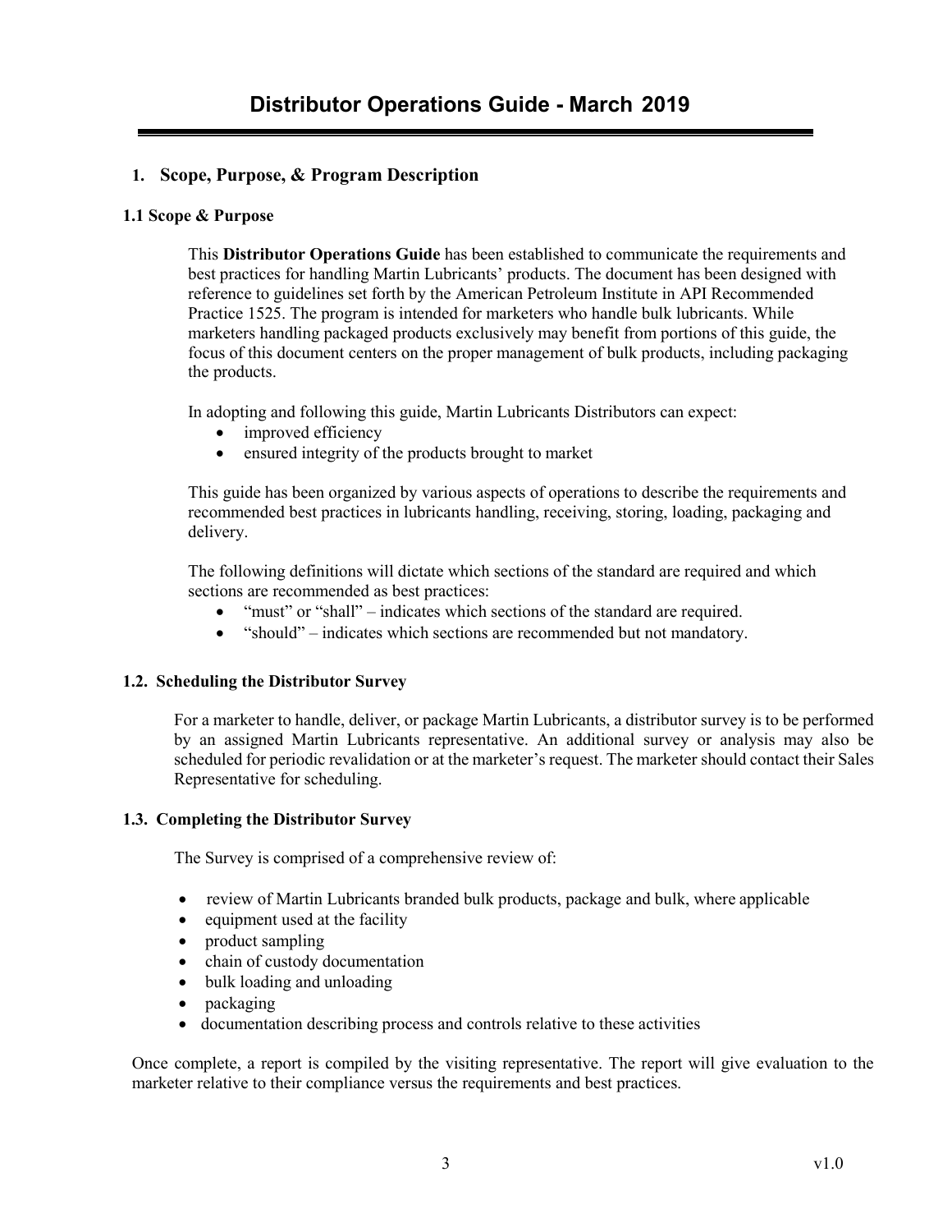# Distributor Operations Guide - March 2019

## 1. Scope, Purpose, & Program Description

### 1.1 Scope & Purpose

This **Distributor Operations Guide** has been established to communicate the requirements and best practices for handling Martin Lubricants' products. The document has been designed with reference to guidelines set forth by the American Petroleum Institute in API Recommended Practice 1525. The program is intended for marketers who handle bulk lubricants. While marketers handling packaged products exclusively may benefit from portions of this guide, the focus of this document centers on the proper management of bulk products, including packaging the products.

In adopting and following this guide, Martin Lubricants Distributors can expect:

- improved efficiency
- ensured integrity of the products brought to market

This guide has been organized by various aspects of operations to describe the requirements and recommended best practices in lubricants handling, receiving, storing, loading, packaging and delivery.

The following definitions will dictate which sections of the standard are required and which sections are recommended as best practices:

- "must" or "shall" – indicates which sections of the standard are required.
- "should" – indicates which sections are recommended but not mandatory.

### 1.2. Scheduling the Distributor Survey

For a marketer to handle, deliver, or package Martin Lubricants, a distributor survey is to be performed by an assigned Martin Lubricants representative. An additional survey or analysis may also be scheduled for periodic revalidation or at the marketer's request. The marketer should contact their Sales Representative for scheduling.

### 1.3. Completing the Distributor Survey

The Survey is comprised of a comprehensive review of:

- review of Martin Lubricants branded bulk products, package and bulk, where applicable
- equipment used at the facility
- product sampling
- chain of custody documentation
- bulk loading and unloading
- packaging
- documentation describing process and controls relative to these activities

Once complete, a report is compiled by the visiting representative. The report will give evaluation to the marketer relative to their compliance versus the requirements and best practices.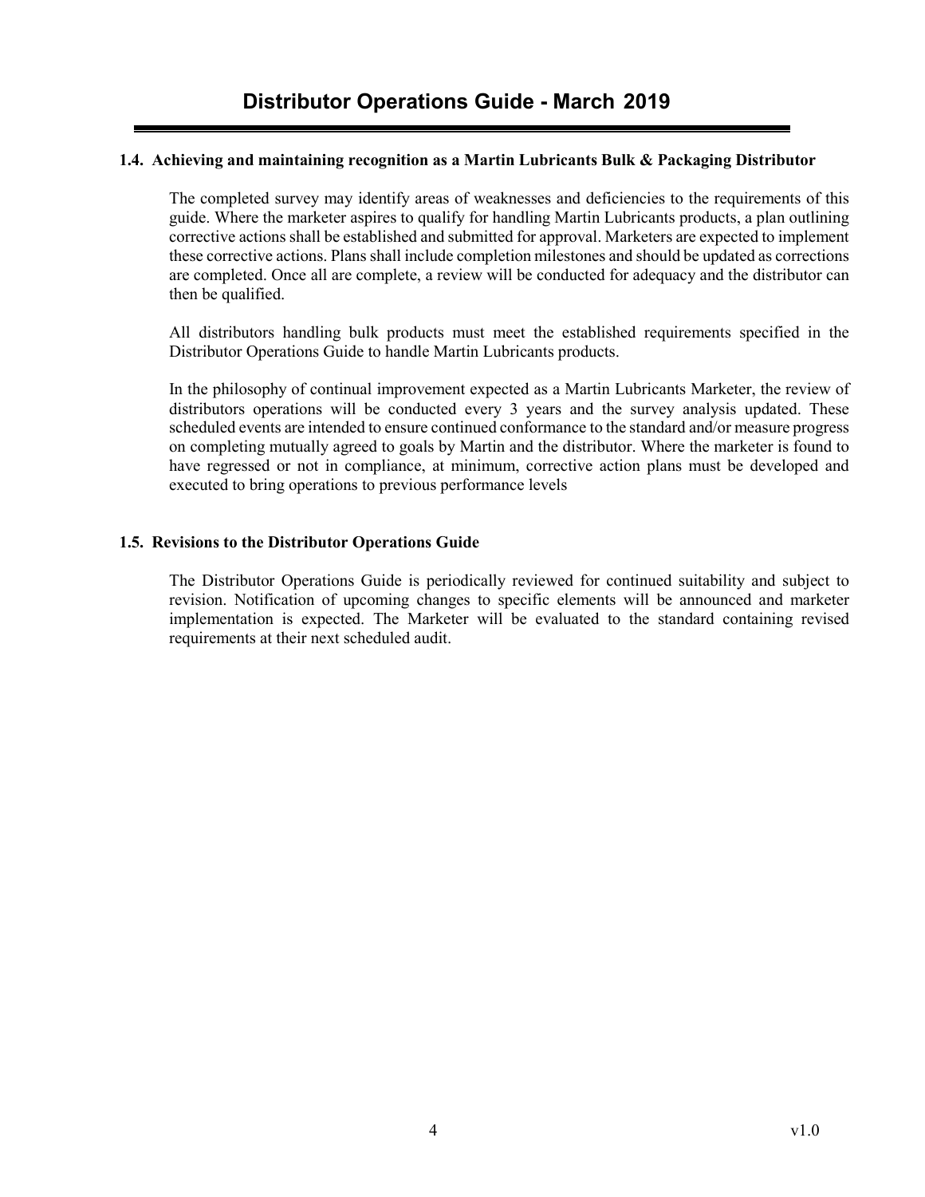### 1.4. Achieving and maintaining recognition as a Martin Lubricants Bulk & Packaging Distributor

The completed survey may identify areas of weaknesses and deficiencies to the requirements of this guide. Where the marketer aspires to qualify for handling Martin Lubricants products, a plan outlining corrective actions shall be established and submitted for approval. Marketers are expected to implement these corrective actions. Plans shall include completion milestones and should be updated as corrections are completed. Once all are complete, a review will be conducted for adequacy and the distributor can then be qualified.

All distributors handling bulk products must meet the established requirements specified in the Distributor Operations Guide to handle Martin Lubricants products.

In the philosophy of continual improvement expected as a Martin Lubricants Marketer, the review of distributors operations will be conducted every 3 years and the survey analysis updated. These scheduled events are intended to ensure continued conformance to the standard and/or measure progress on completing mutually agreed to goals by Martin and the distributor. Where the marketer is found to have regressed or not in compliance, at minimum, corrective action plans must be developed and executed to bring operations to previous performance levels

### 1.5. Revisions to the Distributor Operations Guide

The Distributor Operations Guide is periodically reviewed for continued suitability and subject to revision. Notification of upcoming changes to specific elements will be announced and marketer implementation is expected. The Marketer will be evaluated to the standard containing revised requirements at their next scheduled audit.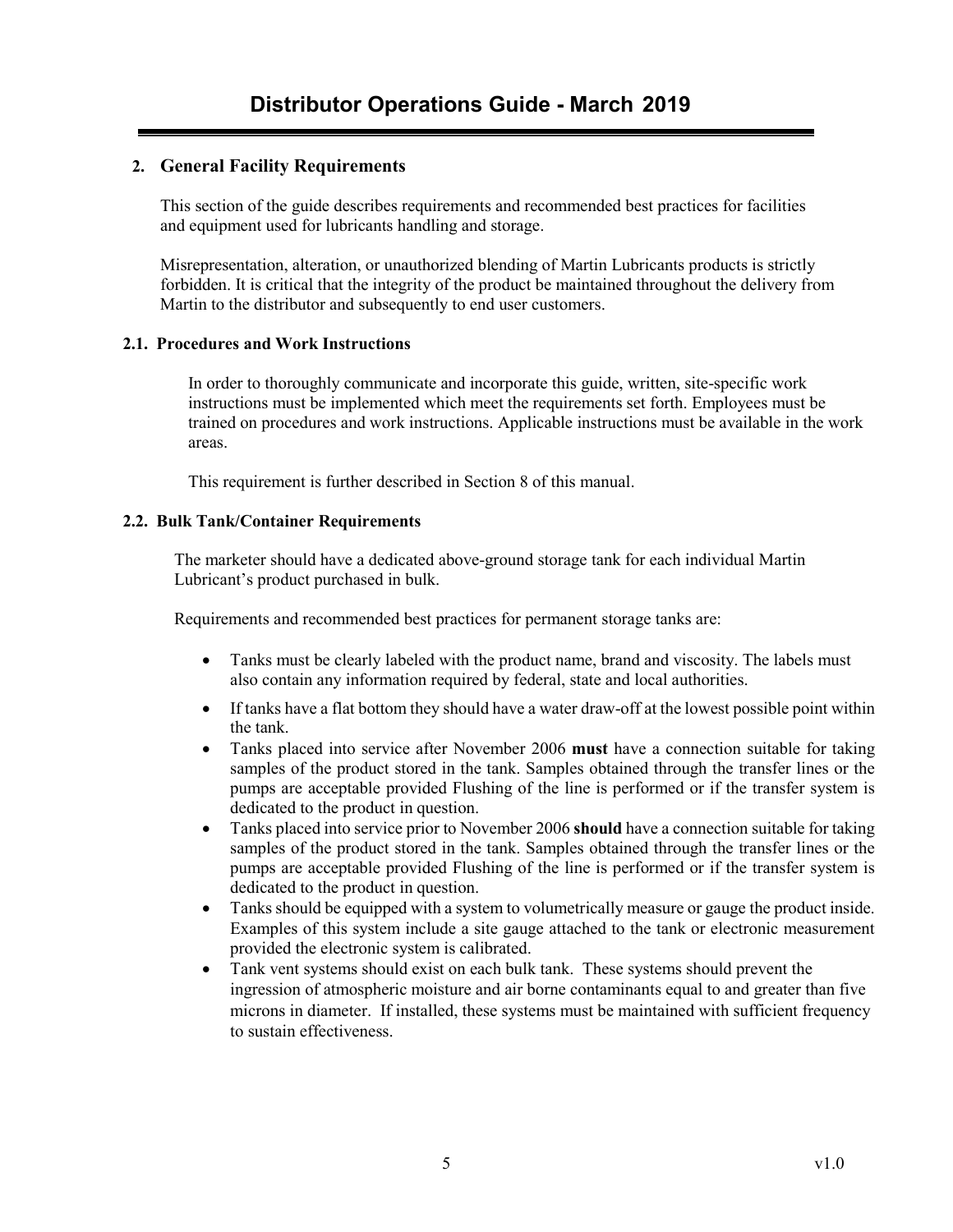## 2. General Facility Requirements

This section of the guide describes requirements and recommended best practices for facilities and equipment used for lubricants handling and storage.

Misrepresentation, alteration, or unauthorized blending of Martin Lubricants products is strictly forbidden. It is critical that the integrity of the product be maintained throughout the delivery from Martin to the distributor and subsequently to end user customers.

### 2.1. Procedures and Work Instructions

In order to thoroughly communicate and incorporate this guide, written, site-specific work instructions must be implemented which meet the requirements set forth. Employees must be trained on procedures and work instructions. Applicable instructions must be available in the work areas.

This requirement is further described in Section 8 of this manual.

### 2.2. Bulk Tank/Container Requirements

The marketer should have a dedicated above-ground storage tank for each individual Martin Lubricant's product purchased in bulk.

Requirements and recommended best practices for permanent storage tanks are:

- Tanks must be clearly labeled with the product name, brand and viscosity. The labels must also contain any information required by federal, state and local authorities.
- If tanks have a flat bottom they should have a water draw-off at the lowest possible point within the tank.
- Tanks placed into service after November 2006 **must** have a connection suitable for taking samples of the product stored in the tank. Samples obtained through the transfer lines or the pumps are acceptable provided Flushing of the line is performed or if the transfer system is dedicated to the product in question.
- Tanks placed into service prior to November 2006 **should** have a connection suitable for taking samples of the product stored in the tank. Samples obtained through the transfer lines or the pumps are acceptable provided Flushing of the line is performed or if the transfer system is dedicated to the product in question.
- Tanks should be equipped with a system to volumetrically measure or gauge the product inside. Examples of this system include a site gauge attached to the tank or electronic measurement provided the electronic system is calibrated.
- Tank vent systems should exist on each bulk tank. These systems should prevent the ingression of atmospheric moisture and air borne contaminants equal to and greater than five microns in diameter. If installed, these systems must be maintained with sufficient frequency to sustain effectiveness.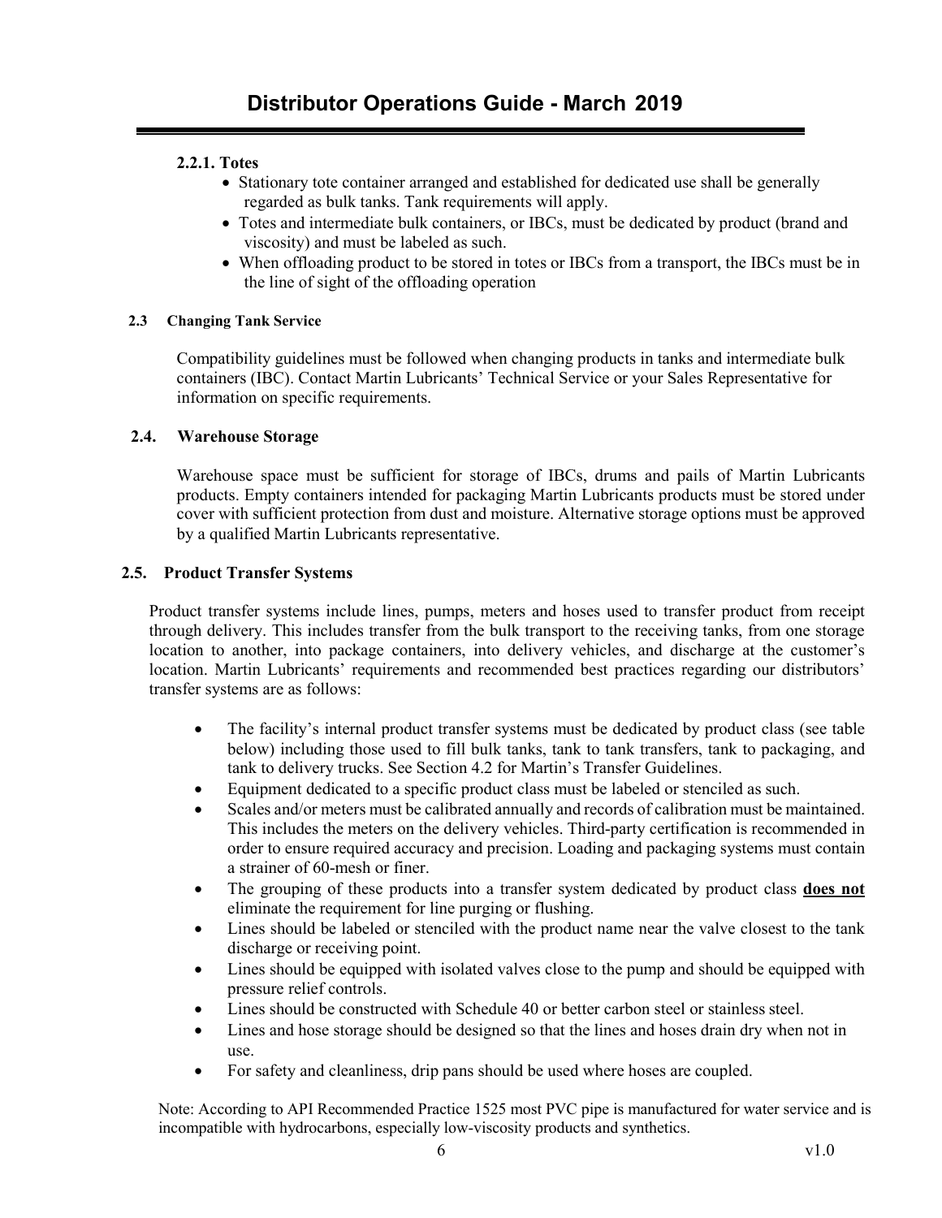### 2.2.1. Totes

- Stationary tote container arranged and established for dedicated use shall be generally regarded as bulk tanks. Tank requirements will apply.
- Totes and intermediate bulk containers, or IBCs, must be dedicated by product (brand and viscosity) and must be labeled as such.
- When offloading product to be stored in totes or IBCs from a transport, the IBCs must be in the line of sight of the offloading operation

## 2.3 Changing Tank Service

Compatibility guidelines must be followed when changing products in tanks and intermediate bulk containers (IBC). Contact Martin Lubricants' Technical Service or your Sales Representative for information on specific requirements.

## 2.4. Warehouse Storage

Warehouse space must be sufficient for storage of IBCs, drums and pails of Martin Lubricants products. Empty containers intended for packaging Martin Lubricants products must be stored under cover with sufficient protection from dust and moisture. Alternative storage options must be approved by a qualified Martin Lubricants representative.

## 2.5. Product Transfer Systems

Product transfer systems include lines, pumps, meters and hoses used to transfer product from receipt through delivery. This includes transfer from the bulk transport to the receiving tanks, from one storage location to another, into package containers, into delivery vehicles, and discharge at the customer's location. Martin Lubricants' requirements and recommended best practices regarding our distributors' transfer systems are as follows:

- The facility's internal product transfer systems must be dedicated by product class (see table below) including those used to fill bulk tanks, tank to tank transfers, tank to packaging, and tank to delivery trucks. See Section 4.2 for Martin's Transfer Guidelines.
- Equipment dedicated to a specific product class must be labeled or stenciled as such.
- Scales and/or meters must be calibrated annually and records of calibration must be maintained. This includes the meters on the delivery vehicles. Third-party certification is recommended in order to ensure required accuracy and precision. Loading and packaging systems must contain a strainer of 60-mesh or finer.
- The grouping of these products into a transfer system dedicated by product class **<u>does not</u>** eliminate the requirement for line purging or flushing.
- Lines should be labeled or stenciled with the product name near the valve closest to the tank discharge or receiving point.
- Lines should be equipped with isolated valves close to the pump and should be equipped with pressure relief controls.
- Lines should be constructed with Schedule 40 or better carbon steel or stainless steel.
- Lines and hose storage should be designed so that the lines and hoses drain dry when not in use.
- For safety and cleanliness, drip pans should be used where hoses are coupled.

Note: According to API Recommended Practice 1525 most PVC pipe is manufactured for water service and is incompatible with hydrocarbons, especially low-viscosity products and synthetics.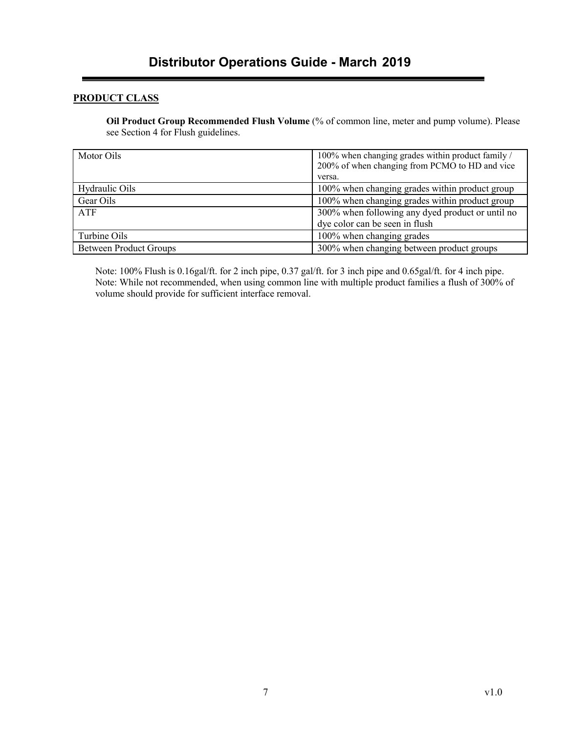## PRODUCT CLASS

**Oil Product Group Recommended Flush Volume** (% of common line, meter and pump volume). Please see Section 4 for Flush guidelines.

| Motor Oils | 100% when changing grades within product family / 200% of when changing from PCMO to HD and vice versa. |
|---|---|
| Hydraulic Oils | 100% when changing grades within product group |
| Gear Oils | 100% when changing grades within product group |
| ATF | 300% when following any dyed product or until no dye color can be seen in flush |
| Turbine Oils | 100% when changing grades |
| Between Product Groups | 300% when changing between product groups |

Note: 100% Flush is 0.16gal/ft. for 2 inch pipe, 0.37 gal/ft. for 3 inch pipe and 0.65gal/ft. for 4 inch pipe.
Note: While not recommended, when using common line with multiple product families a flush of 300% of volume should provide for sufficient interface removal.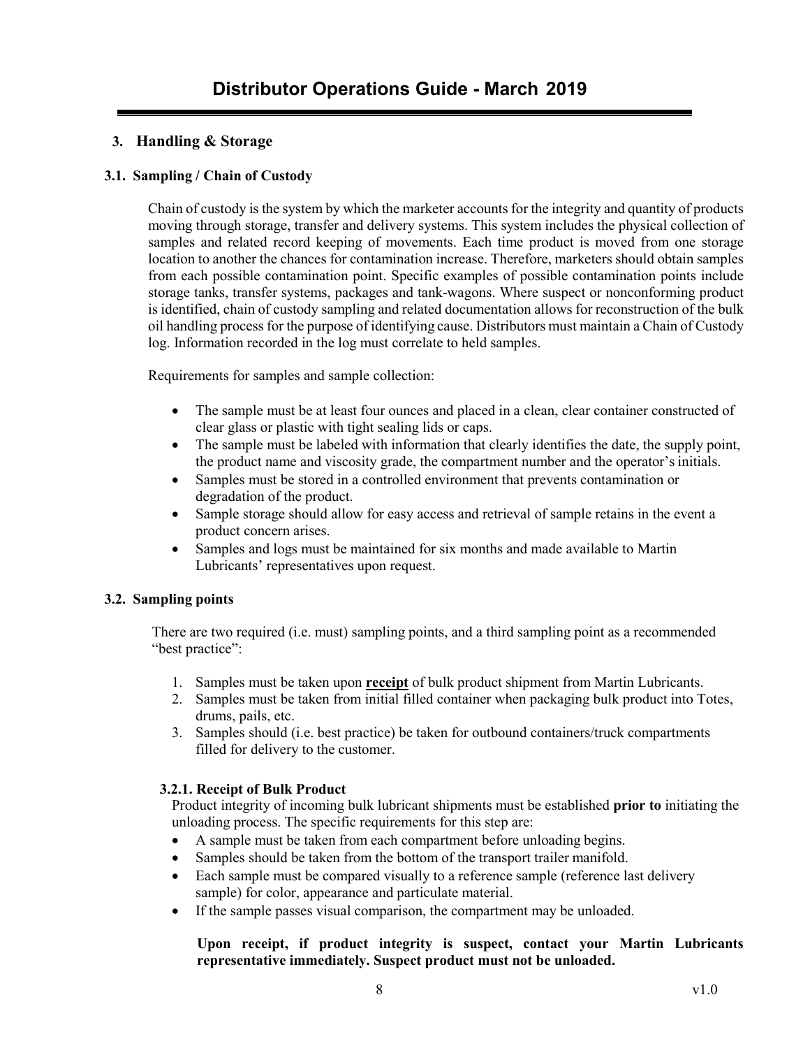## 3. Handling & Storage

### 3.1. Sampling / Chain of Custody

Chain of custody is the system by which the marketer accounts for the integrity and quantity of products moving through storage, transfer and delivery systems. This system includes the physical collection of samples and related record keeping of movements. Each time product is moved from one storage location to another the chances for contamination increase. Therefore, marketers should obtain samples from each possible contamination point. Specific examples of possible contamination points include storage tanks, transfer systems, packages and tank-wagons. Where suspect or nonconforming product is identified, chain of custody sampling and related documentation allows for reconstruction of the bulk oil handling process for the purpose of identifying cause. Distributors must maintain a Chain of Custody log. Information recorded in the log must correlate to held samples.

Requirements for samples and sample collection:

- The sample must be at least four ounces and placed in a clean, clear container constructed of clear glass or plastic with tight sealing lids or caps.
- The sample must be labeled with information that clearly identifies the date, the supply point, the product name and viscosity grade, the compartment number and the operator's initials.
- Samples must be stored in a controlled environment that prevents contamination or degradation of the product.
- Sample storage should allow for easy access and retrieval of sample retains in the event a product concern arises.
- Samples and logs must be maintained for six months and made available to Martin Lubricants' representatives upon request.

### 3.2. Sampling points

There are two required (i.e. must) sampling points, and a third sampling point as a recommended "best practice":

1. Samples must be taken upon **receipt** of bulk product shipment from Martin Lubricants.
2. Samples must be taken from initial filled container when packaging bulk product into Totes, drums, pails, etc.
3. Samples should (i.e. best practice) be taken for outbound containers/truck compartments filled for delivery to the customer.

#### 3.2.1. Receipt of Bulk Product

Product integrity of incoming bulk lubricant shipments must be established **prior to** initiating the unloading process. The specific requirements for this step are:

- A sample must be taken from each compartment before unloading begins.
- Samples should be taken from the bottom of the transport trailer manifold.
- Each sample must be compared visually to a reference sample (reference last delivery sample) for color, appearance and particulate material.
- If the sample passes visual comparison, the compartment may be unloaded.

**Upon receipt, if product integrity is suspect, contact your Martin Lubricants representative immediately. Suspect product must not be unloaded.**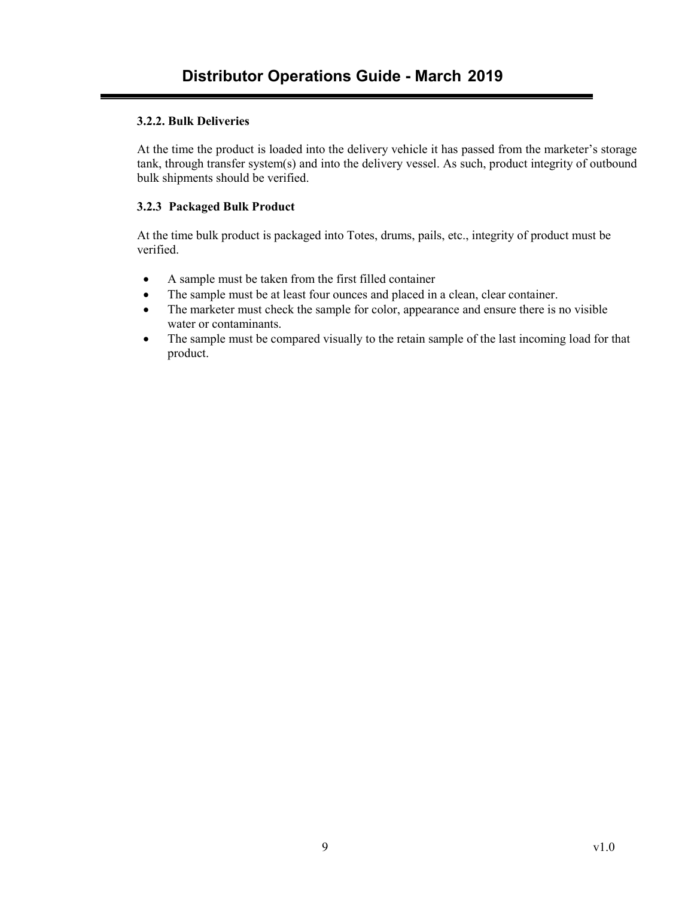### 3.2.2. Bulk Deliveries

At the time the product is loaded into the delivery vehicle it has passed from the marketer's storage tank, through transfer system(s) and into the delivery vessel. As such, product integrity of outbound bulk shipments should be verified.

### 3.2.3 Packaged Bulk Product

At the time bulk product is packaged into Totes, drums, pails, etc., integrity of product must be verified.

- A sample must be taken from the first filled container
- The sample must be at least four ounces and placed in a clean, clear container.
- The marketer must check the sample for color, appearance and ensure there is no visible water or contaminants.
- The sample must be compared visually to the retain sample of the last incoming load for that product.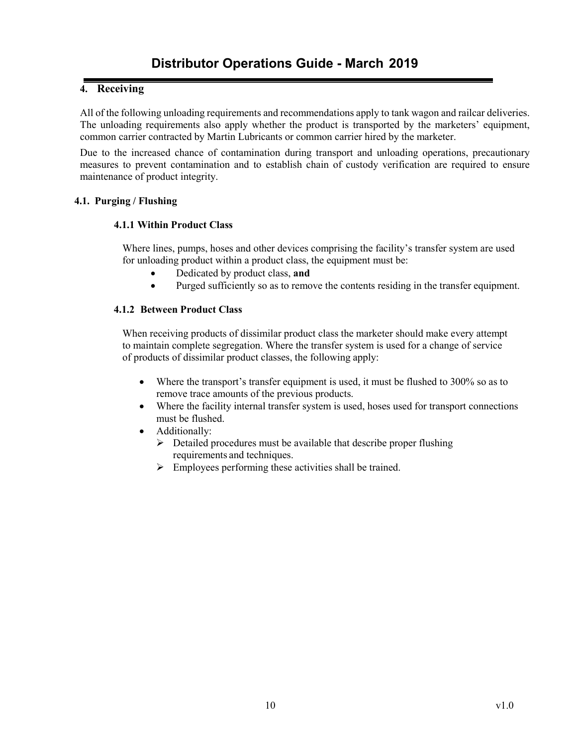## 4. Receiving

All of the following unloading requirements and recommendations apply to tank wagon and railcar deliveries. The unloading requirements also apply whether the product is transported by the marketers' equipment, common carrier contracted by Martin Lubricants or common carrier hired by the marketer.

Due to the increased chance of contamination during transport and unloading operations, precautionary measures to prevent contamination and to establish chain of custody verification are required to ensure maintenance of product integrity.

### 4.1. Purging / Flushing

#### 4.1.1 Within Product Class

Where lines, pumps, hoses and other devices comprising the facility's transfer system are used for unloading product within a product class, the equipment must be:

- Dedicated by product class, **and**
- Purged sufficiently so as to remove the contents residing in the transfer equipment.

#### 4.1.2 Between Product Class

When receiving products of dissimilar product class the marketer should make every attempt to maintain complete segregation. Where the transfer system is used for a change of service of products of dissimilar product classes, the following apply:

- Where the transport's transfer equipment is used, it must be flushed to 300% so as to remove trace amounts of the previous products.
- Where the facility internal transfer system is used, hoses used for transport connections must be flushed.
- Additionally:
  - Detailed procedures must be available that describe proper flushing requirements and techniques.
  - Employees performing these activities shall be trained.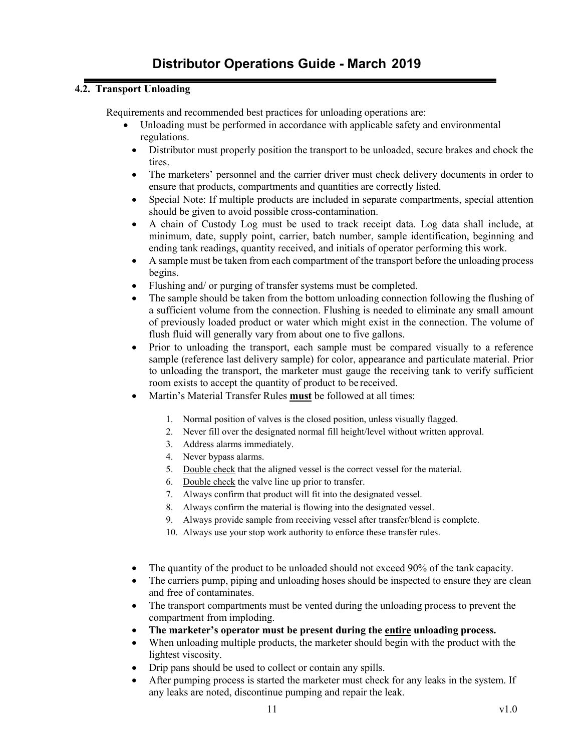### 4.2. Transport Unloading

Requirements and recommended best practices for unloading operations are:

- Unloading must be performed in accordance with applicable safety and environmental regulations.
- Distributor must properly position the transport to be unloaded, secure brakes and chock the tires.
- The marketers' personnel and the carrier driver must check delivery documents in order to ensure that products, compartments and quantities are correctly listed.
- Special Note: If multiple products are included in separate compartments, special attention should be given to avoid possible cross-contamination.
- A chain of Custody Log must be used to track receipt data. Log data shall include, at minimum, date, supply point, carrier, batch number, sample identification, beginning and ending tank readings, quantity received, and initials of operator performing this work.
- A sample must be taken from each compartment of the transport before the unloading process begins.
- Flushing and/ or purging of transfer systems must be completed.
- The sample should be taken from the bottom unloading connection following the flushing of a sufficient volume from the connection. Flushing is needed to eliminate any small amount of previously loaded product or water which might exist in the connection. The volume of flush fluid will generally vary from about one to five gallons.
- Prior to unloading the transport, each sample must be compared visually to a reference sample (reference last delivery sample) for color, appearance and particulate material. Prior to unloading the transport, the marketer must gauge the receiving tank to verify sufficient room exists to accept the quantity of product to be received.
- Martin's Material Transfer Rules **must** be followed at all times:
  1. Normal position of valves is the closed position, unless visually flagged.
  2. Never fill over the designated normal fill height/level without written approval.
  3. Address alarms immediately.
  4. Never bypass alarms.
  5. Double check that the aligned vessel is the correct vessel for the material.
  6. Double check the valve line up prior to transfer.
  7. Always confirm that product will fit into the designated vessel.
  8. Always confirm the material is flowing into the designated vessel.
  9. Always provide sample from receiving vessel after transfer/blend is complete.
  10. Always use your stop work authority to enforce these transfer rules.
- The quantity of the product to be unloaded should not exceed 90% of the tank capacity.
- The carriers pump, piping and unloading hoses should be inspected to ensure they are clean and free of contaminates.
- The transport compartments must be vented during the unloading process to prevent the compartment from imploding.
- **The marketer's operator must be present during the entire unloading process.**
- When unloading multiple products, the marketer should begin with the product with the lightest viscosity.
- Drip pans should be used to collect or contain any spills.
- After pumping process is started the marketer must check for any leaks in the system. If any leaks are noted, discontinue pumping and repair the leak.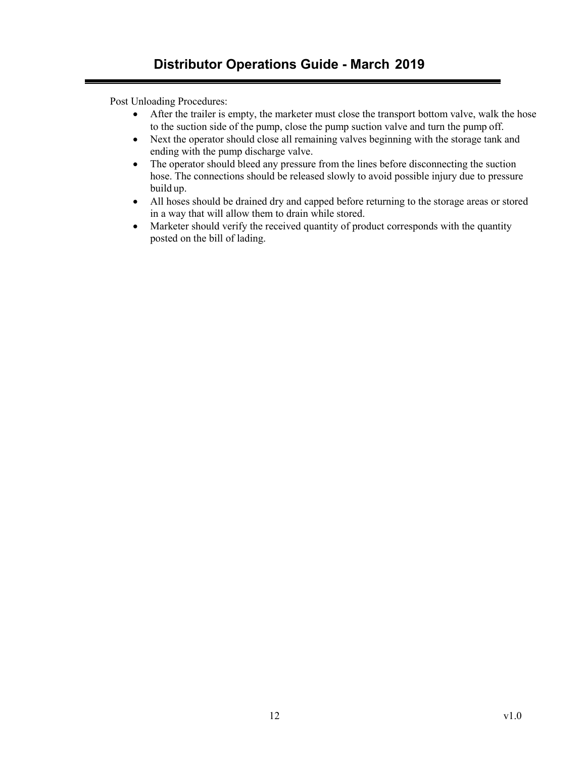Post Unloading Procedures:

- After the trailer is empty, the marketer must close the transport bottom valve, walk the hose to the suction side of the pump, close the pump suction valve and turn the pump off.
- Next the operator should close all remaining valves beginning with the storage tank and ending with the pump discharge valve.
- The operator should bleed any pressure from the lines before disconnecting the suction hose. The connections should be released slowly to avoid possible injury due to pressure build up.
- All hoses should be drained dry and capped before returning to the storage areas or stored in a way that will allow them to drain while stored.
- Marketer should verify the received quantity of product corresponds with the quantity posted on the bill of lading.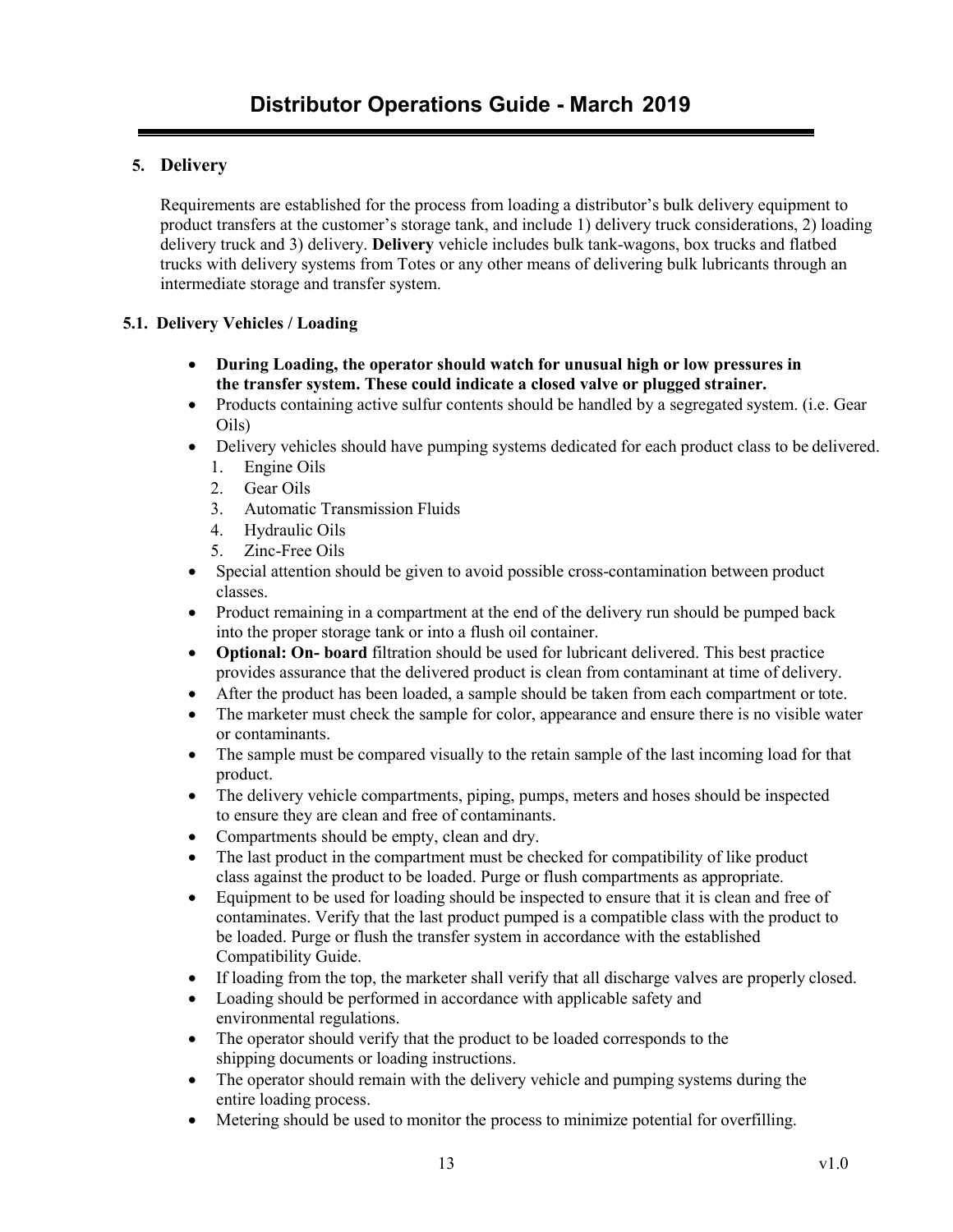## 5. Delivery

Requirements are established for the process from loading a distributor's bulk delivery equipment to product transfers at the customer's storage tank, and include 1) delivery truck considerations, 2) loading delivery truck and 3) delivery. **Delivery** vehicle includes bulk tank-wagons, box trucks and flatbed trucks with delivery systems from Totes or any other means of delivering bulk lubricants through an intermediate storage and transfer system.

### 5.1. Delivery Vehicles / Loading

- **During Loading, the operator should watch for unusual high or low pressures in the transfer system. These could indicate a closed valve or plugged strainer.**
- Products containing active sulfur contents should be handled by a segregated system. (i.e. Gear Oils)
- Delivery vehicles should have pumping systems dedicated for each product class to be delivered.
  1. Engine Oils
  2. Gear Oils
  3. Automatic Transmission Fluids
  4. Hydraulic Oils
  5. Zinc-Free Oils
- Special attention should be given to avoid possible cross-contamination between product classes.
- Product remaining in a compartment at the end of the delivery run should be pumped back into the proper storage tank or into a flush oil container.
- **Optional: On- board** filtration should be used for lubricant delivered. This best practice provides assurance that the delivered product is clean from contaminant at time of delivery.
- After the product has been loaded, a sample should be taken from each compartment or tote.
- The marketer must check the sample for color, appearance and ensure there is no visible water or contaminants.
- The sample must be compared visually to the retain sample of the last incoming load for that product.
- The delivery vehicle compartments, piping, pumps, meters and hoses should be inspected to ensure they are clean and free of contaminants.
- Compartments should be empty, clean and dry.
- The last product in the compartment must be checked for compatibility of like product class against the product to be loaded. Purge or flush compartments as appropriate.
- Equipment to be used for loading should be inspected to ensure that it is clean and free of contaminates. Verify that the last product pumped is a compatible class with the product to be loaded. Purge or flush the transfer system in accordance with the established Compatibility Guide.
- If loading from the top, the marketer shall verify that all discharge valves are properly closed.
- Loading should be performed in accordance with applicable safety and environmental regulations.
- The operator should verify that the product to be loaded corresponds to the shipping documents or loading instructions.
- The operator should remain with the delivery vehicle and pumping systems during the entire loading process.
- Metering should be used to monitor the process to minimize potential for overfilling.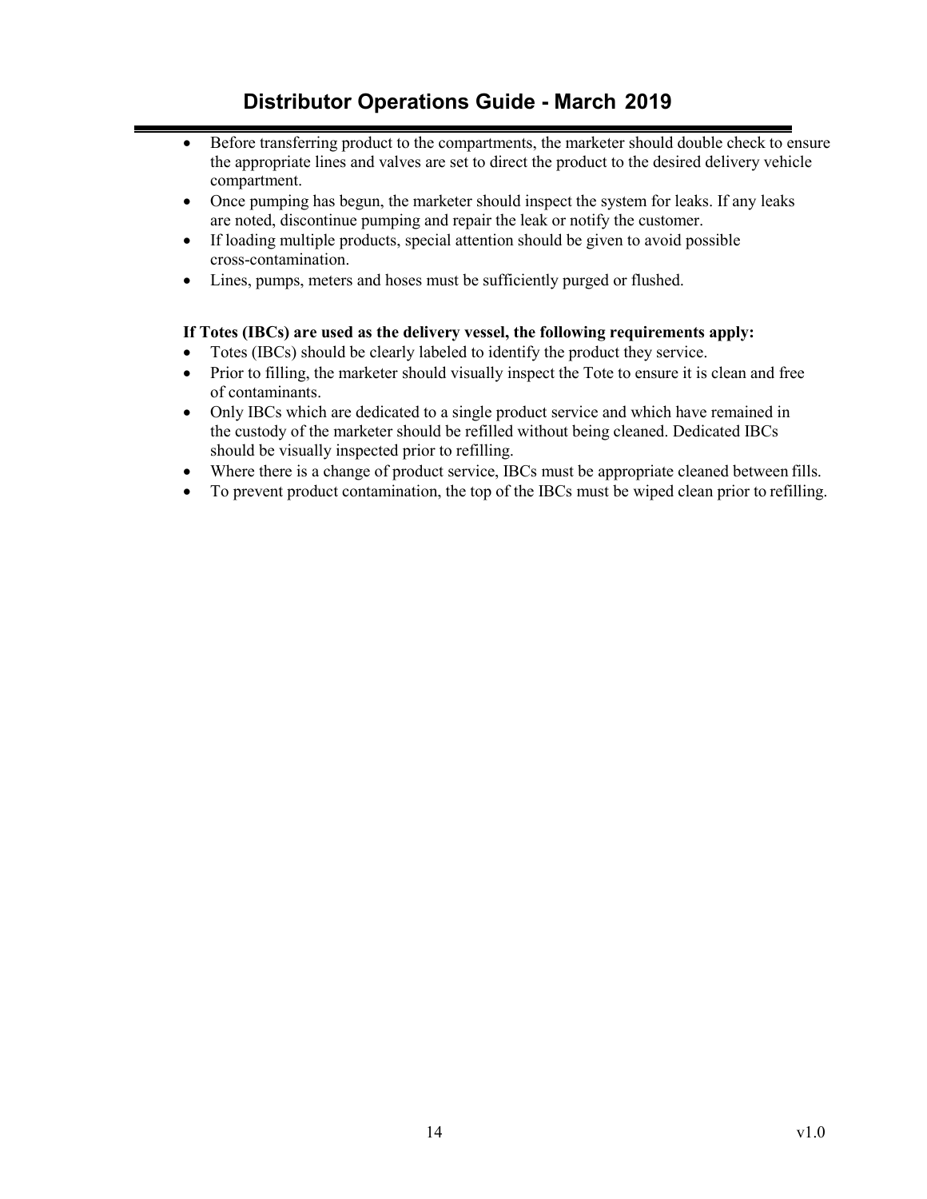- Before transferring product to the compartments, the marketer should double check to ensure the appropriate lines and valves are set to direct the product to the desired delivery vehicle compartment.
- Once pumping has begun, the marketer should inspect the system for leaks. If any leaks are noted, discontinue pumping and repair the leak or notify the customer.
- If loading multiple products, special attention should be given to avoid possible cross-contamination.
- Lines, pumps, meters and hoses must be sufficiently purged or flushed.

**If Totes (IBCs) are used as the delivery vessel, the following requirements apply:**

- Totes (IBCs) should be clearly labeled to identify the product they service.
- Prior to filling, the marketer should visually inspect the Tote to ensure it is clean and free of contaminants.
- Only IBCs which are dedicated to a single product service and which have remained in the custody of the marketer should be refilled without being cleaned. Dedicated IBCs should be visually inspected prior to refilling.
- Where there is a change of product service, IBCs must be appropriate cleaned between fills.
- To prevent product contamination, the top of the IBCs must be wiped clean prior to refilling.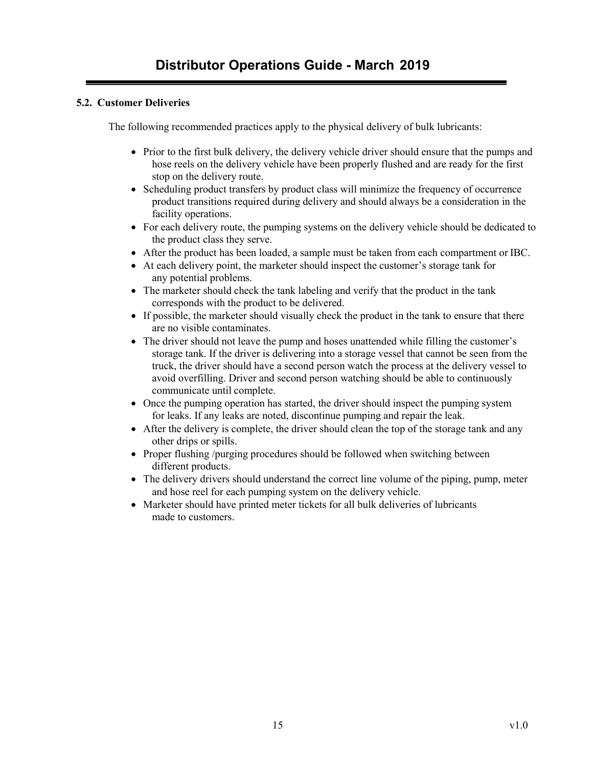### 5.2. Customer Deliveries

The following recommended practices apply to the physical delivery of bulk lubricants:

- Prior to the first bulk delivery, the delivery vehicle driver should ensure that the pumps and hose reels on the delivery vehicle have been properly flushed and are ready for the first stop on the delivery route.
- Scheduling product transfers by product class will minimize the frequency of occurrence product transitions required during delivery and should always be a consideration in the facility operations.
- For each delivery route, the pumping systems on the delivery vehicle should be dedicated to the product class they serve.
- After the product has been loaded, a sample must be taken from each compartment or IBC.
- At each delivery point, the marketer should inspect the customer's storage tank for any potential problems.
- The marketer should check the tank labeling and verify that the product in the tank corresponds with the product to be delivered.
- If possible, the marketer should visually check the product in the tank to ensure that there are no visible contaminates.
- The driver should not leave the pump and hoses unattended while filling the customer's storage tank. If the driver is delivering into a storage vessel that cannot be seen from the truck, the driver should have a second person watch the process at the delivery vessel to avoid overfilling. Driver and second person watching should be able to continuously communicate until complete.
- Once the pumping operation has started, the driver should inspect the pumping system for leaks. If any leaks are noted, discontinue pumping and repair the leak.
- After the delivery is complete, the driver should clean the top of the storage tank and any other drips or spills.
- Proper flushing /purging procedures should be followed when switching between different products.
- The delivery drivers should understand the correct line volume of the piping, pump, meter and hose reel for each pumping system on the delivery vehicle.
- Marketer should have printed meter tickets for all bulk deliveries of lubricants made to customers.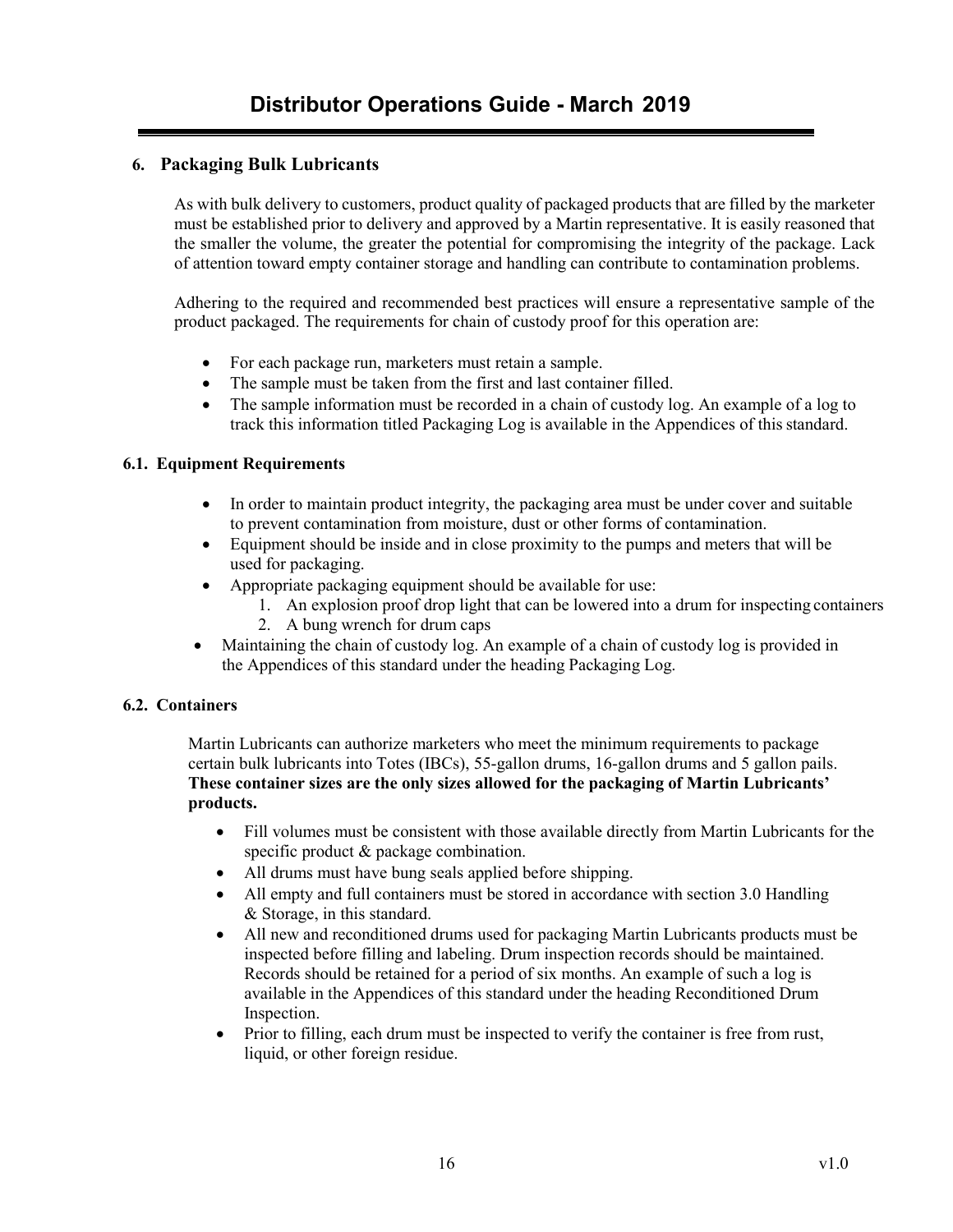## 6. Packaging Bulk Lubricants

As with bulk delivery to customers, product quality of packaged products that are filled by the marketer must be established prior to delivery and approved by a Martin representative. It is easily reasoned that the smaller the volume, the greater the potential for compromising the integrity of the package. Lack of attention toward empty container storage and handling can contribute to contamination problems.

Adhering to the required and recommended best practices will ensure a representative sample of the product packaged. The requirements for chain of custody proof for this operation are:

- For each package run, marketers must retain a sample.
- The sample must be taken from the first and last container filled.
- The sample information must be recorded in a chain of custody log. An example of a log to track this information titled Packaging Log is available in the Appendices of this standard.

### 6.1. Equipment Requirements

- In order to maintain product integrity, the packaging area must be under cover and suitable to prevent contamination from moisture, dust or other forms of contamination.
- Equipment should be inside and in close proximity to the pumps and meters that will be used for packaging.
- Appropriate packaging equipment should be available for use:
  1. An explosion proof drop light that can be lowered into a drum for inspecting containers
  2. A bung wrench for drum caps
- Maintaining the chain of custody log. An example of a chain of custody log is provided in the Appendices of this standard under the heading Packaging Log.

### 6.2. Containers

Martin Lubricants can authorize marketers who meet the minimum requirements to package certain bulk lubricants into Totes (IBCs), 55-gallon drums, 16-gallon drums and 5 gallon pails. **These container sizes are the only sizes allowed for the packaging of Martin Lubricants' products.**

- Fill volumes must be consistent with those available directly from Martin Lubricants for the specific product & package combination.
- All drums must have bung seals applied before shipping.
- All empty and full containers must be stored in accordance with section 3.0 Handling & Storage, in this standard.
- All new and reconditioned drums used for packaging Martin Lubricants products must be inspected before filling and labeling. Drum inspection records should be maintained. Records should be retained for a period of six months. An example of such a log is available in the Appendices of this standard under the heading Reconditioned Drum Inspection.
- Prior to filling, each drum must be inspected to verify the container is free from rust, liquid, or other foreign residue.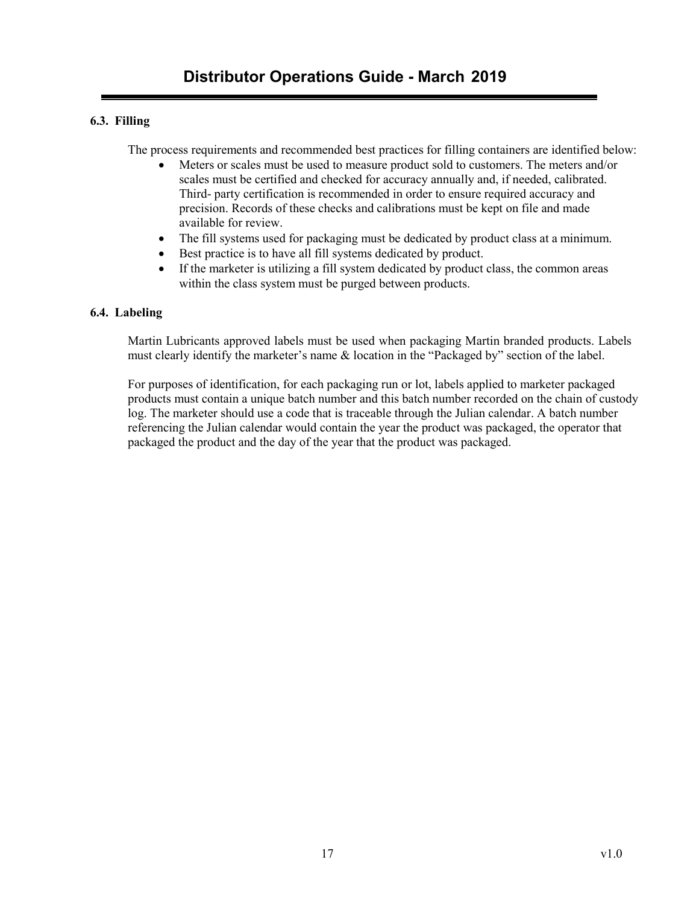### 6.3. Filling

The process requirements and recommended best practices for filling containers are identified below:

- Meters or scales must be used to measure product sold to customers. The meters and/or scales must be certified and checked for accuracy annually and, if needed, calibrated. Third- party certification is recommended in order to ensure required accuracy and precision. Records of these checks and calibrations must be kept on file and made available for review.
- The fill systems used for packaging must be dedicated by product class at a minimum.
- Best practice is to have all fill systems dedicated by product.
- If the marketer is utilizing a fill system dedicated by product class, the common areas within the class system must be purged between products.

### 6.4. Labeling

Martin Lubricants approved labels must be used when packaging Martin branded products. Labels must clearly identify the marketer's name & location in the "Packaged by" section of the label.

For purposes of identification, for each packaging run or lot, labels applied to marketer packaged products must contain a unique batch number and this batch number recorded on the chain of custody log. The marketer should use a code that is traceable through the Julian calendar. A batch number referencing the Julian calendar would contain the year the product was packaged, the operator that packaged the product and the day of the year that the product was packaged.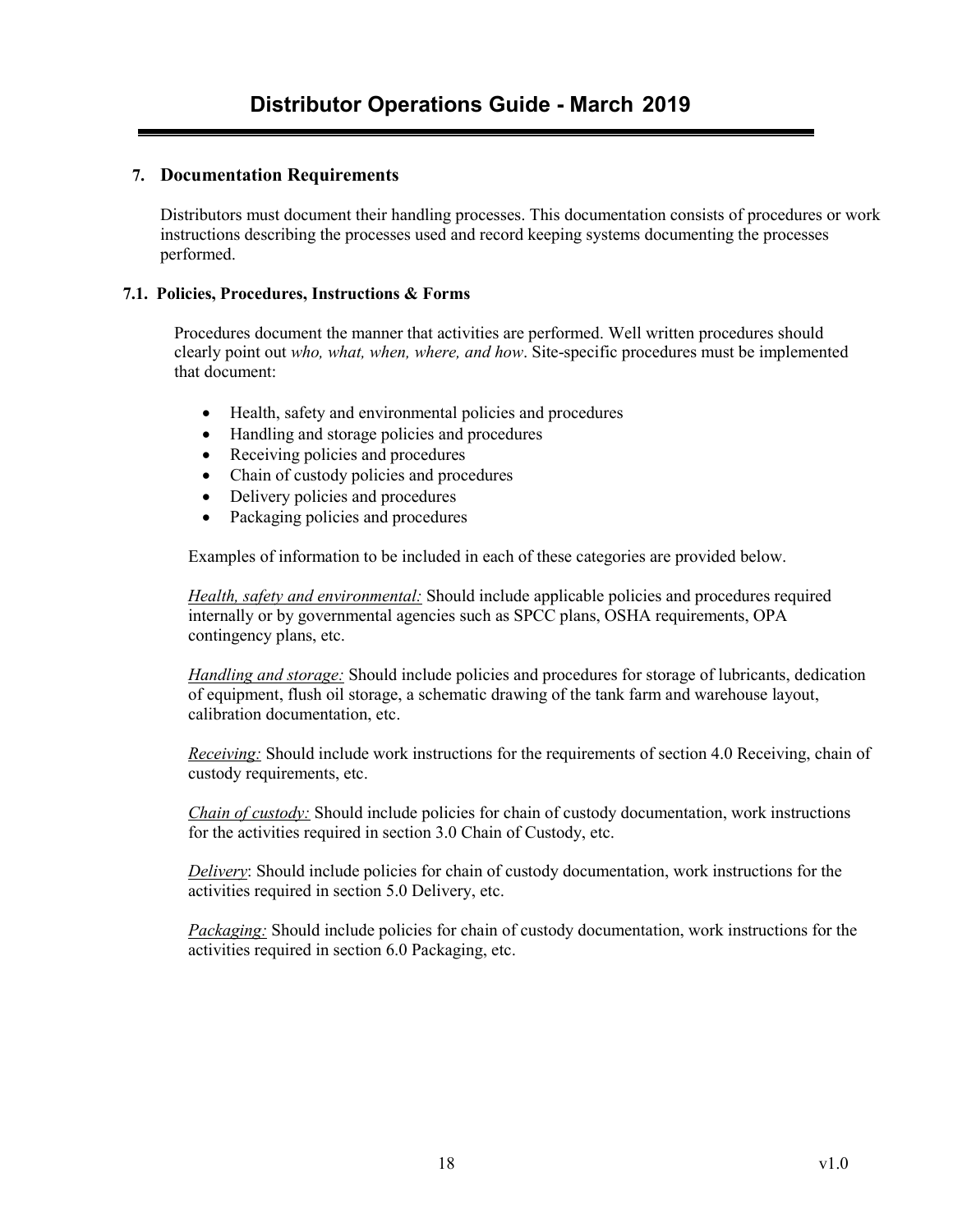## 7. Documentation Requirements

Distributors must document their handling processes. This documentation consists of procedures or work instructions describing the processes used and record keeping systems documenting the processes performed.

### 7.1. Policies, Procedures, Instructions & Forms

Procedures document the manner that activities are performed. Well written procedures should clearly point out *who, what, when, where, and how*. Site-specific procedures must be implemented that document:

- Health, safety and environmental policies and procedures
- Handling and storage policies and procedures
- Receiving policies and procedures
- Chain of custody policies and procedures
- Delivery policies and procedures
- Packaging policies and procedures

Examples of information to be included in each of these categories are provided below.

*Health, safety and environmental:* Should include applicable policies and procedures required internally or by governmental agencies such as SPCC plans, OSHA requirements, OPA contingency plans, etc.

*Handling and storage:* Should include policies and procedures for storage of lubricants, dedication of equipment, flush oil storage, a schematic drawing of the tank farm and warehouse layout, calibration documentation, etc.

*Receiving:* Should include work instructions for the requirements of section 4.0 Receiving, chain of custody requirements, etc.

*Chain of custody:* Should include policies for chain of custody documentation, work instructions for the activities required in section 3.0 Chain of Custody, etc.

*Delivery*: Should include policies for chain of custody documentation, work instructions for the activities required in section 5.0 Delivery, etc.

*Packaging:* Should include policies for chain of custody documentation, work instructions for the activities required in section 6.0 Packaging, etc.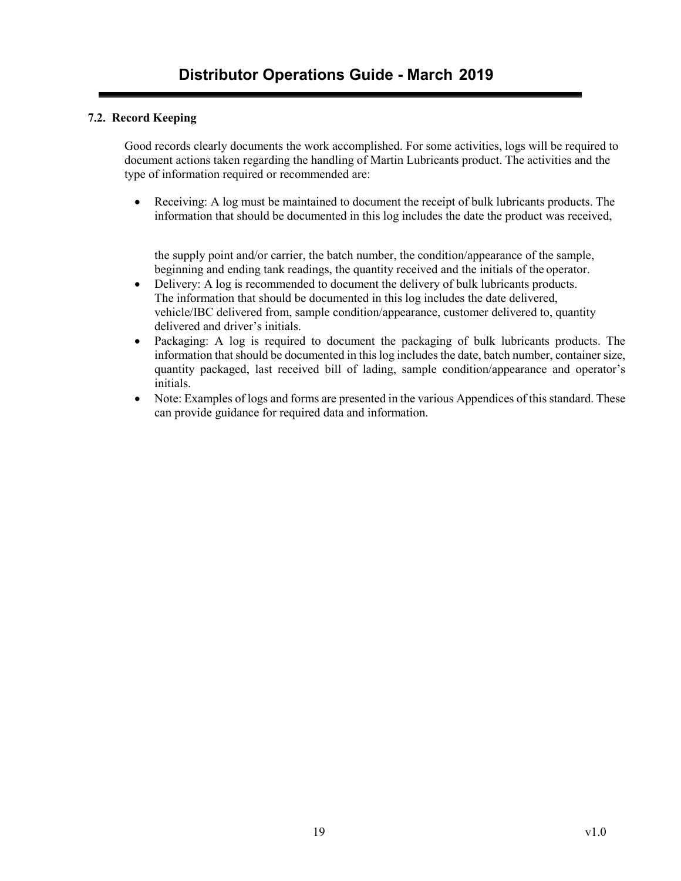### 7.2. Record Keeping

Good records clearly documents the work accomplished. For some activities, logs will be required to document actions taken regarding the handling of Martin Lubricants product. The activities and the type of information required or recommended are:

- Receiving: A log must be maintained to document the receipt of bulk lubricants products. The information that should be documented in this log includes the date the product was received, the supply point and/or carrier, the batch number, the condition/appearance of the sample, beginning and ending tank readings, the quantity received and the initials of the operator.
- Delivery: A log is recommended to document the delivery of bulk lubricants products. The information that should be documented in this log includes the date delivered, vehicle/IBC delivered from, sample condition/appearance, customer delivered to, quantity delivered and driver's initials.
- Packaging: A log is required to document the packaging of bulk lubricants products. The information that should be documented in this log includes the date, batch number, container size, quantity packaged, last received bill of lading, sample condition/appearance and operator's initials.
- Note: Examples of logs and forms are presented in the various Appendices of this standard. These can provide guidance for required data and information.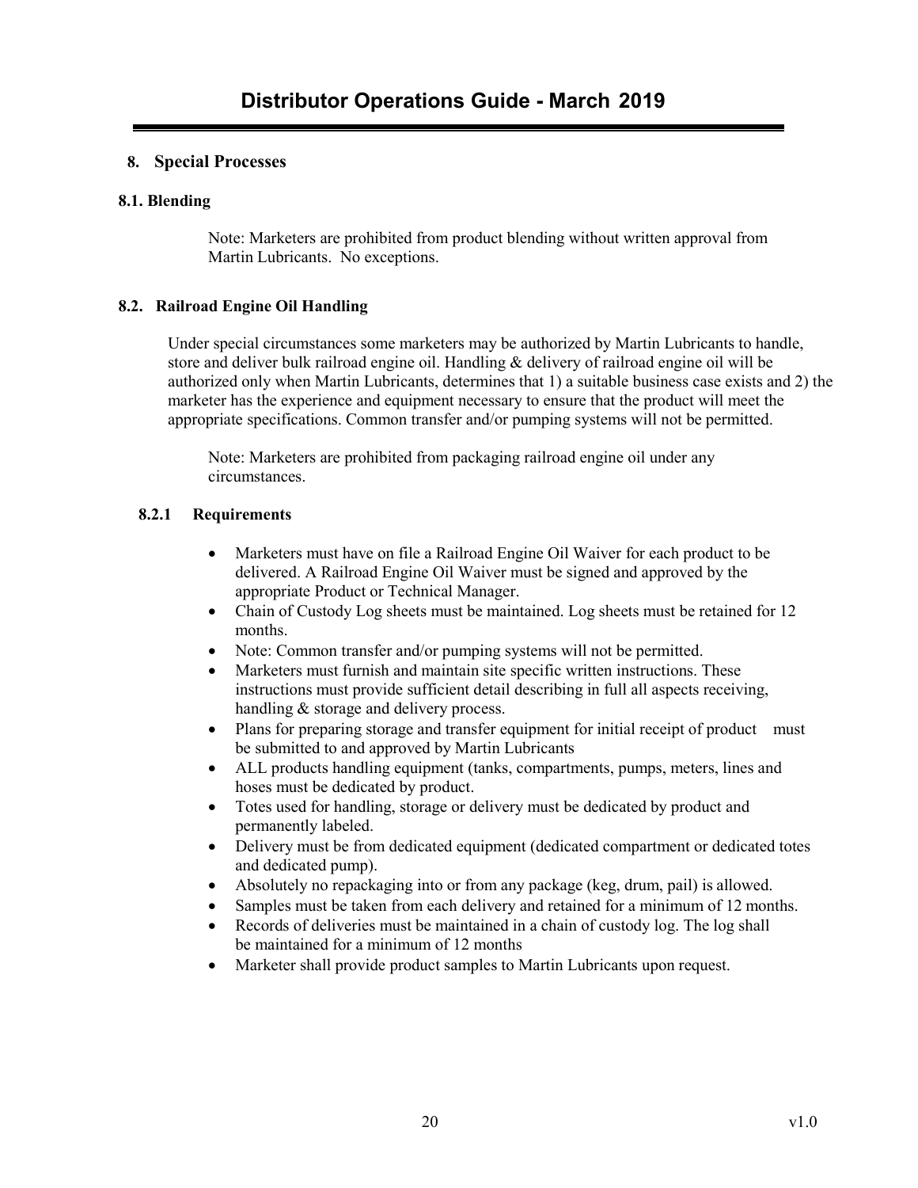## 8. Special Processes

### 8.1. Blending

Note: Marketers are prohibited from product blending without written approval from Martin Lubricants. No exceptions.

### 8.2. Railroad Engine Oil Handling

Under special circumstances some marketers may be authorized by Martin Lubricants to handle, store and deliver bulk railroad engine oil. Handling & delivery of railroad engine oil will be authorized only when Martin Lubricants, determines that 1) a suitable business case exists and 2) the marketer has the experience and equipment necessary to ensure that the product will meet the appropriate specifications. Common transfer and/or pumping systems will not be permitted.

Note: Marketers are prohibited from packaging railroad engine oil under any circumstances.

#### 8.2.1 Requirements

- Marketers must have on file a Railroad Engine Oil Waiver for each product to be delivered. A Railroad Engine Oil Waiver must be signed and approved by the appropriate Product or Technical Manager.
- Chain of Custody Log sheets must be maintained. Log sheets must be retained for 12 months.
- Note: Common transfer and/or pumping systems will not be permitted.
- Marketers must furnish and maintain site specific written instructions. These instructions must provide sufficient detail describing in full all aspects receiving, handling & storage and delivery process.
- Plans for preparing storage and transfer equipment for initial receipt of product must be submitted to and approved by Martin Lubricants
- ALL products handling equipment (tanks, compartments, pumps, meters, lines and hoses must be dedicated by product.
- Totes used for handling, storage or delivery must be dedicated by product and permanently labeled.
- Delivery must be from dedicated equipment (dedicated compartment or dedicated totes and dedicated pump).
- Absolutely no repackaging into or from any package (keg, drum, pail) is allowed.
- Samples must be taken from each delivery and retained for a minimum of 12 months.
- Records of deliveries must be maintained in a chain of custody log. The log shall be maintained for a minimum of 12 months
- Marketer shall provide product samples to Martin Lubricants upon request.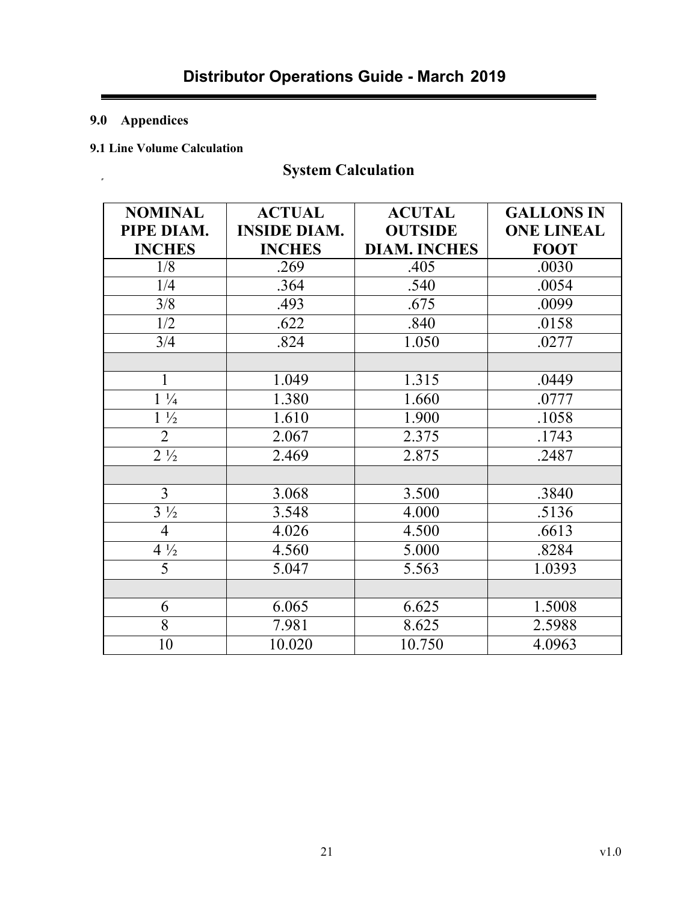## 9.0 Appendices

### 9.1 Line Volume Calculation

**System Calculation**

| NOMINAL PIPE DIAM. INCHES | ACTUAL INSIDE DIAM. INCHES | ACUTAL OUTSIDE DIAM. INCHES | GALLONS IN ONE LINEAL FOOT |
|---|---|---|---|
| 1/8 | .269 | .405 | .0030 |
| 1/4 | .364 | .540 | .0054 |
| 3/8 | .493 | .675 | .0099 |
| 1/2 | .622 | .840 | .0158 |
| 3/4 | .824 | 1.050 | .0277 |
| | | | |
| 1 | 1.049 | 1.315 | .0449 |
| 1 ¼ | 1.380 | 1.660 | .0777 |
| 1 ½ | 1.610 | 1.900 | .1058 |
| 2 | 2.067 | 2.375 | .1743 |
| 2 ½ | 2.469 | 2.875 | .2487 |
| | | | |
| 3 | 3.068 | 3.500 | .3840 |
| 3 ½ | 3.548 | 4.000 | .5136 |
| 4 | 4.026 | 4.500 | .6613 |
| 4 ½ | 4.560 | 5.000 | .8284 |
| 5 | 5.047 | 5.563 | 1.0393 |
| | | | |
| 6 | 6.065 | 6.625 | 1.5008 |
| 8 | 7.981 | 8.625 | 2.5988 |
| 10 | 10.020 | 10.750 | 4.0963 |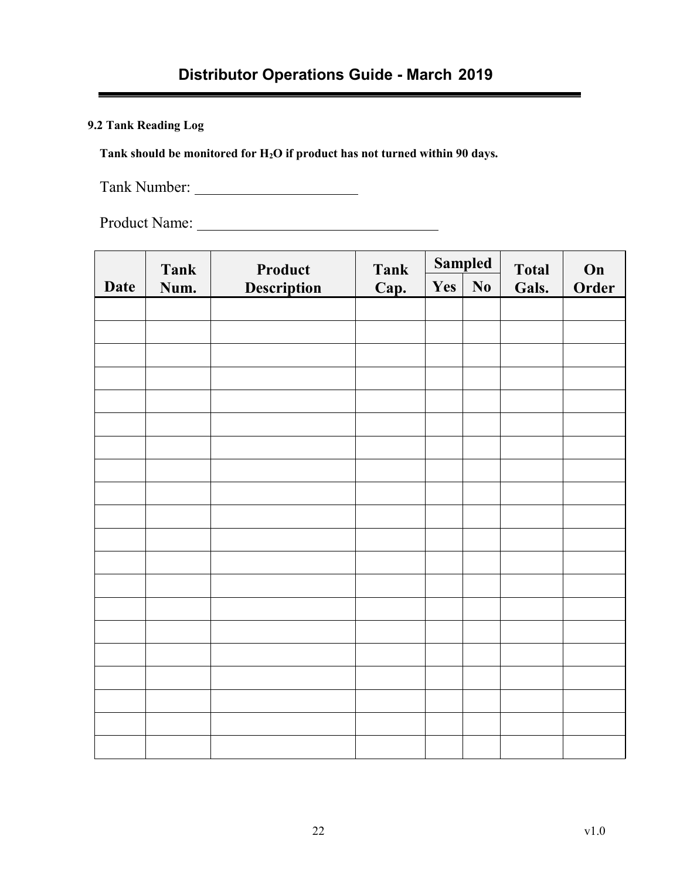### 9.2 Tank Reading Log

**Tank should be monitored for $H_2O$ if product has not turned within 90 days.**

Tank Number: ____________________

Product Name: ______________________________

| Date | Tank Num. | Product Description | Tank Cap. | Sampled | | Total Gals. | On Order |
|---|---|---|---|---|---|---|---|
| | | | | Yes | No | | |
| | | | | | | | |
| | | | | | | | |
| | | | | | | | |
| | | | | | | | |
| | | | | | | | |
| | | | | | | | |
| | | | | | | | |
| | | | | | | | |
| | | | | | | | |
| | | | | | | | |
| | | | | | | | |
| | | | | | | | |
| | | | | | | | |
| | | | | | | | |
| | | | | | | | |
| | | | | | | | |
| | | | | | | | |
| | | | | | | | |
| | | | | | | | |
| | | | | | | | |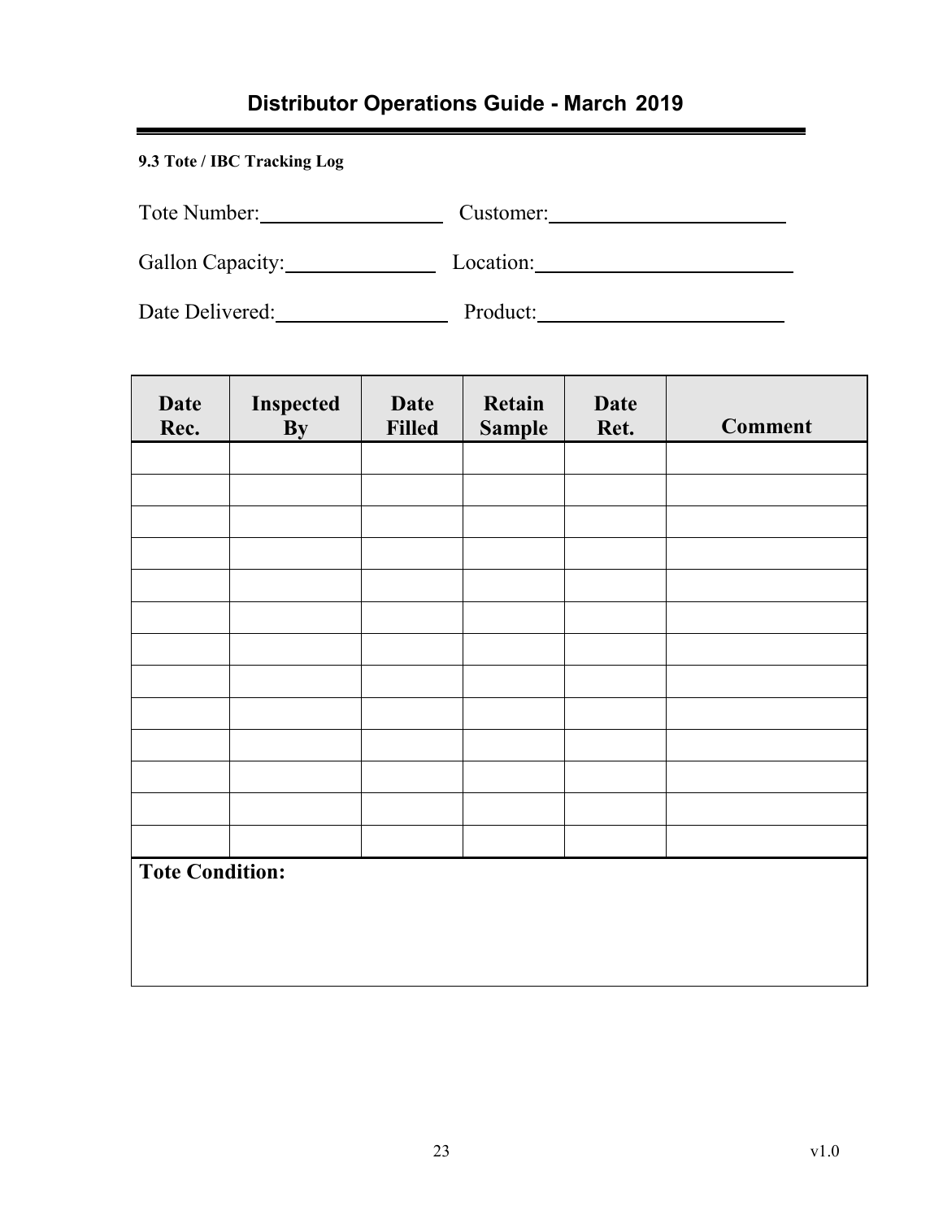### 9.3 Tote / IBC Tracking Log

Tote Number:\_\_\_\_\_\_\_\_\_\_\_\_\_\_\_\_ Customer:\_\_\_\_\_\_\_\_\_\_\_\_\_\_\_\_\_\_\_\_\_\_

Gallon Capacity:\_\_\_\_\_\_\_\_\_\_\_\_\_\_ Location:\_\_\_\_\_\_\_\_\_\_\_\_\_\_\_\_\_\_\_\_\_\_\_\_

Date Delivered:\_\_\_\_\_\_\_\_\_\_\_\_\_\_\_\_ Product:\_\_\_\_\_\_\_\_\_\_\_\_\_\_\_\_\_\_\_\_\_\_\_

| Date Rec. | Inspected By | Date Filled | Retain Sample | Date Ret. | Comment |
|---|---|---|---|---|---|
| | | | | | |
| | | | | | |
| | | | | | |
| | | | | | |
| | | | | | |
| | | | | | |
| | | | | | |
| | | | | | |
| | | | | | |
| | | | | | |
| | | | | | |
| | | | | | |
| | | | | | |

**Tote Condition:**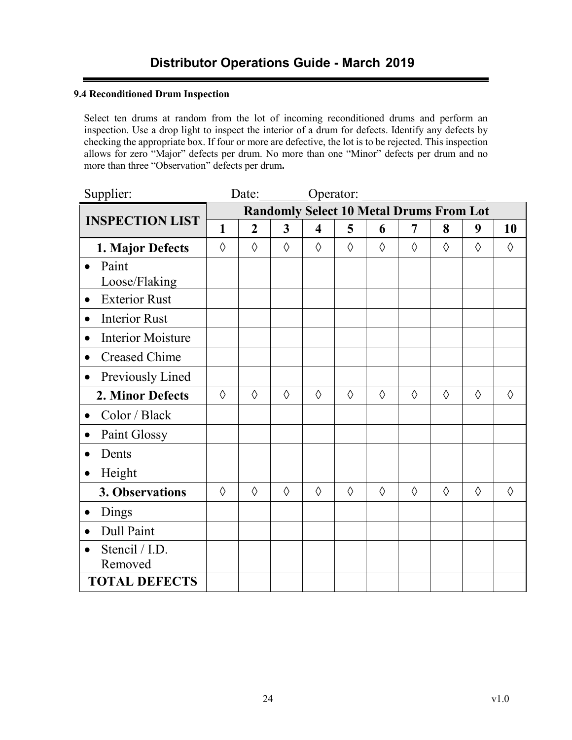### 9.4 Reconditioned Drum Inspection

Select ten drums at random from the lot of incoming reconditioned drums and perform an inspection. Use a drop light to inspect the interior of a drum for defects. Identify any defects by checking the appropriate box. If four or more are defective, the lot is to be rejected. This inspection allows for zero "Major" defects per drum. No more than one "Minor" defects per drum and no more than three "Observation" defects per drum**.**

Supplier: Date:\_\_\_\_\_\_\_\_Operator: \_\_\_\_\_\_\_\_\_\_\_\_\_\_\_\_\_\_\_\_

| INSPECTION LIST | Randomly Select 10 Metal Drums From Lot | | | | | | | | | |
|---|---|---|---|---|---|---|---|---|---|---|
| | **1** | **2** | **3** | **4** | **5** | **6** | **7** | **8** | **9** | **10** |
| **1. Major Defects** | ◊ | ◊ | ◊ | ◊ | ◊ | ◊ | ◊ | ◊ | ◊ | ◊ |
| • Paint Loose/Flaking | | | | | | | | | | |
| • Exterior Rust | | | | | | | | | | |
| • Interior Rust | | | | | | | | | | |
| • Interior Moisture | | | | | | | | | | |
| • Creased Chime | | | | | | | | | | |
| • Previously Lined | | | | | | | | | | |
| **2. Minor Defects** | ◊ | ◊ | ◊ | ◊ | ◊ | ◊ | ◊ | ◊ | ◊ | ◊ |
| • Color / Black | | | | | | | | | | |
| • Paint Glossy | | | | | | | | | | |
| • Dents | | | | | | | | | | |
| • Height | | | | | | | | | | |
| **3. Observations** | ◊ | ◊ | ◊ | ◊ | ◊ | ◊ | ◊ | ◊ | ◊ | ◊ |
| • Dings | | | | | | | | | | |
| • Dull Paint | | | | | | | | | | |
| • Stencil / I.D. Removed | | | | | | | | | | |
| **TOTAL DEFECTS** | | | | | | | | | | |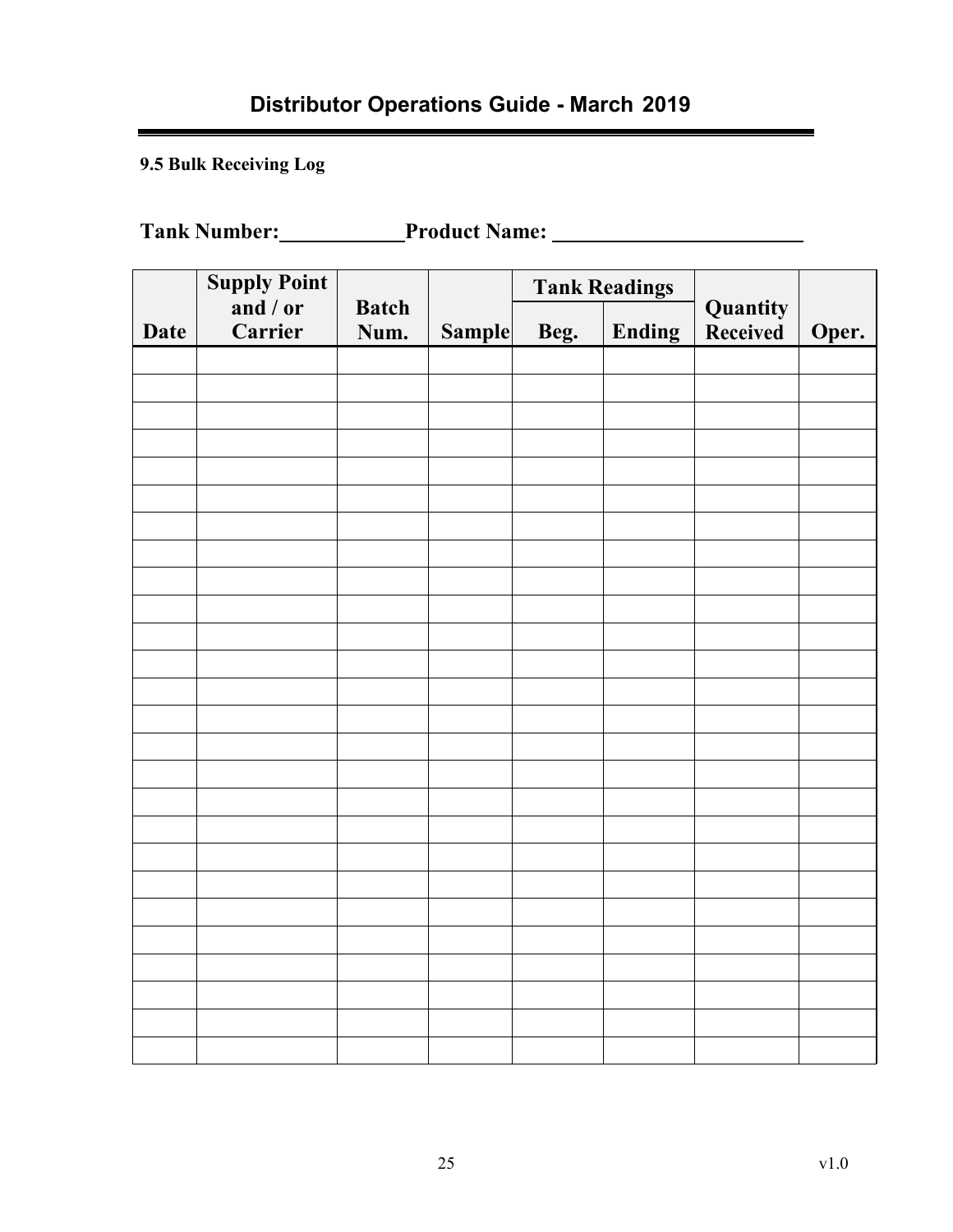### 9.5 Bulk Receiving Log

**Tank Number:**\_\_\_\_\_\_\_\_\_\_\_\_ **Product Name:** \_\_\_\_\_\_\_\_\_\_\_\_\_\_\_\_\_\_\_\_\_\_\_\_

| Date | Supply Point and / or Carrier | Batch Num. | Sample | Tank Readings | | Quantity Received | Oper. |
|---|---|---|---|---|---|---|---|
| | | | | Beg. | Ending | | |
| | | | | | | | |
| | | | | | | | |
| | | | | | | | |
| | | | | | | | |
| | | | | | | | |
| | | | | | | | |
| | | | | | | | |
| | | | | | | | |
| | | | | | | | |
| | | | | | | | |
| | | | | | | | |
| | | | | | | | |
| | | | | | | | |
| | | | | | | | |
| | | | | | | | |
| | | | | | | | |
| | | | | | | | |
| | | | | | | | |
| | | | | | | | |
| | | | | | | | |
| | | | | | | | |
| | | | | | | | |
| | | | | | | | |
| | | | | | | | |
| | | | | | | | |
| | | | | | | | |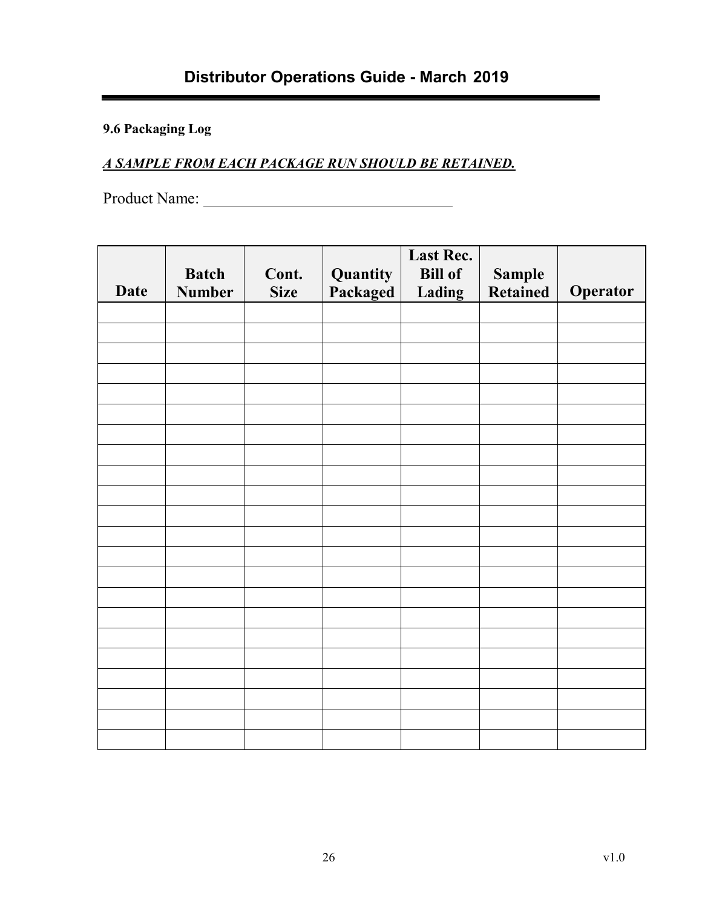### 9.6 Packaging Log

***<u>A SAMPLE FROM EACH PACKAGE RUN SHOULD BE RETAINED.</u>***

Product Name: ________________________________

| Date | Batch Number | Cont. Size | Quantity Packaged | Last Rec. Bill of Lading | Sample Retained | Operator |
|---|---|---|---|---|---|---|
| | | | | | | |
| | | | | | | |
| | | | | | | |
| | | | | | | |
| | | | | | | |
| | | | | | | |
| | | | | | | |
| | | | | | | |
| | | | | | | |
| | | | | | | |
| | | | | | | |
| | | | | | | |
| | | | | | | |
| | | | | | | |
| | | | | | | |
| | | | | | | |
| | | | | | | |
| | | | | | | |
| | | | | | | |
| | | | | | | |
| | | | | | | |
| | | | | | | |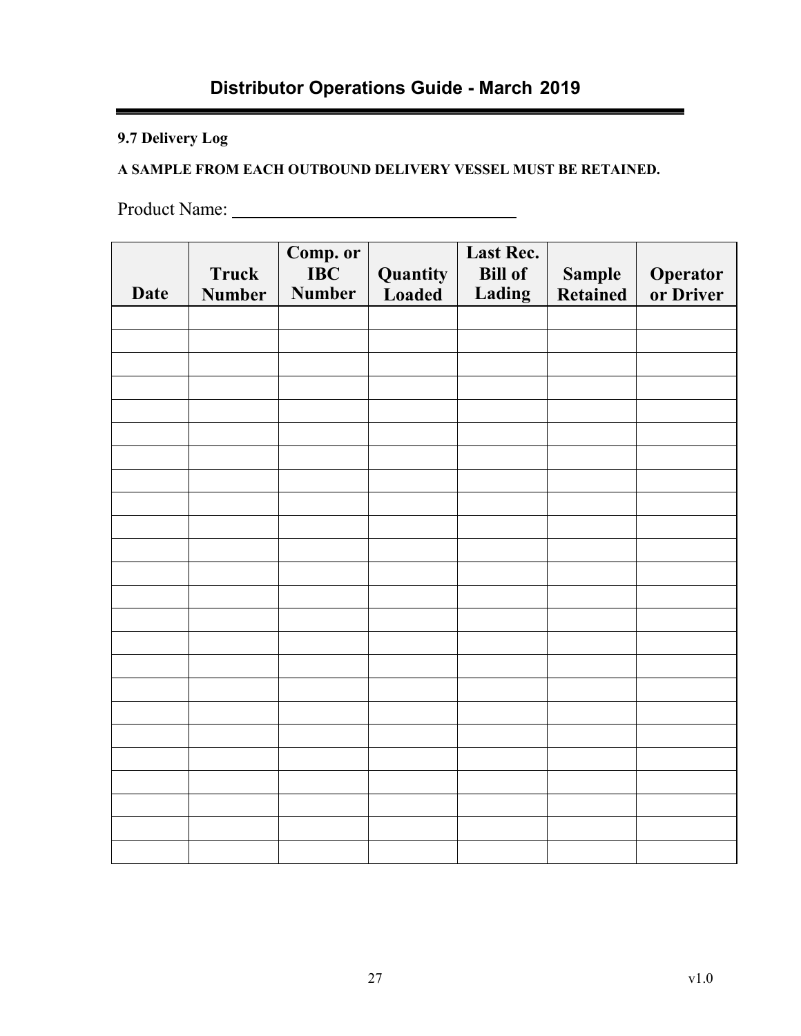### 9.7 Delivery Log

**A SAMPLE FROM EACH OUTBOUND DELIVERY VESSEL MUST BE RETAINED.**

Product Name: ________________________________

| Date | Truck Number | Comp. or IBC Number | Quantity Loaded | Last Rec. Bill of Lading | Sample Retained | Operator or Driver |
|---|---|---|---|---|---|---|
| | | | | | | |
| | | | | | | |
| | | | | | | |
| | | | | | | |
| | | | | | | |
| | | | | | | |
| | | | | | | |
| | | | | | | |
| | | | | | | |
| | | | | | | |
| | | | | | | |
| | | | | | | |
| | | | | | | |
| | | | | | | |
| | | | | | | |
| | | | | | | |
| | | | | | | |
| | | | | | | |
| | | | | | | |
| | | | | | | |
| | | | | | | |
| | | | | | | |
| | | | | | | |
| | | | | | | |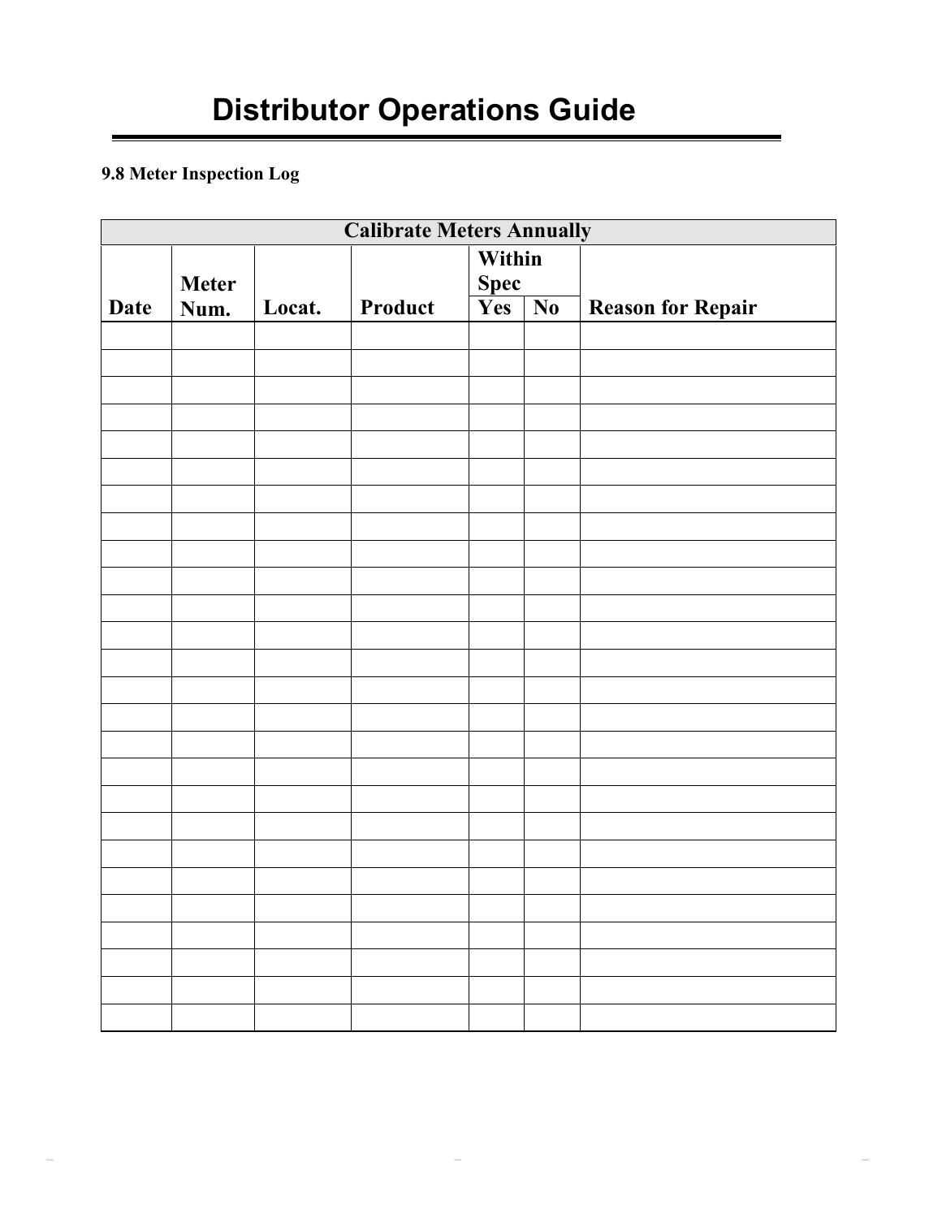### 9.8 Meter Inspection Log

| Calibrate Meters Annually | | | | | | |
|---|---|---|---|---|---|---|
| | | | | Within Spec | | |
| Date | Meter Num. | Locat. | Product | Yes | No | Reason for Repair |
| | | | | | | |
| | | | | | | |
| | | | | | | |
| | | | | | | |
| | | | | | | |
| | | | | | | |
| | | | | | | |
| | | | | | | |
| | | | | | | |
| | | | | | | |
| | | | | | | |
| | | | | | | |
| | | | | | | |
| | | | | | | |
| | | | | | | |
| | | | | | | |
| | | | | | | |
| | | | | | | |
| | | | | | | |
| | | | | | | |
| | | | | | | |
| | | | | | | |
| | | | | | | |
| | | | | | | |
| | | | | | | |
| | | | | | | |